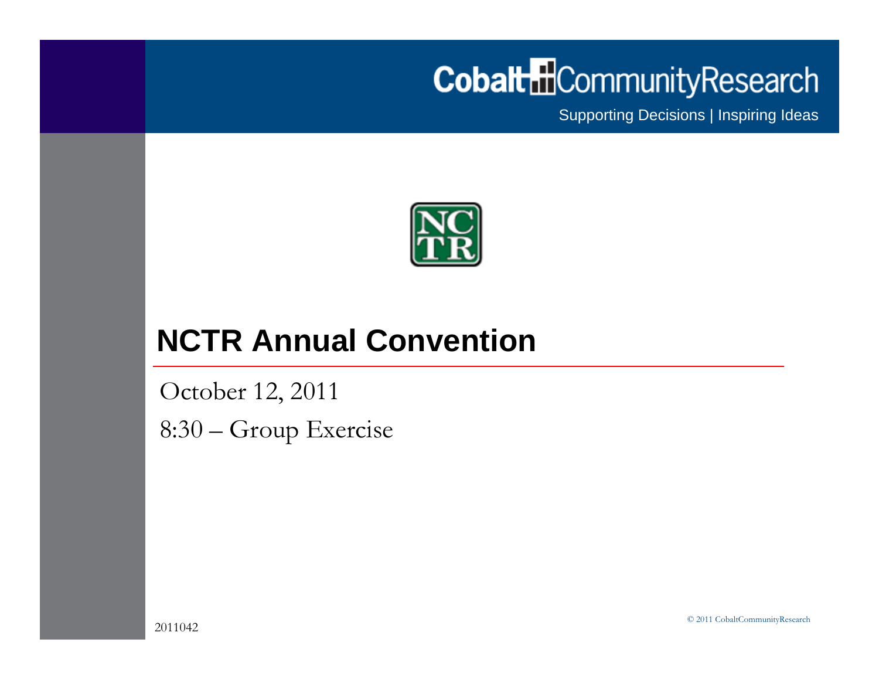Cobalt CommunityResearch

Supporting Decisions | Inspiring Ideas

NCTR

# NCTR Annual Convention

October 12, 2011

8:30 – Group Exercise

2011042

© 2011 CobaltCommunityResearch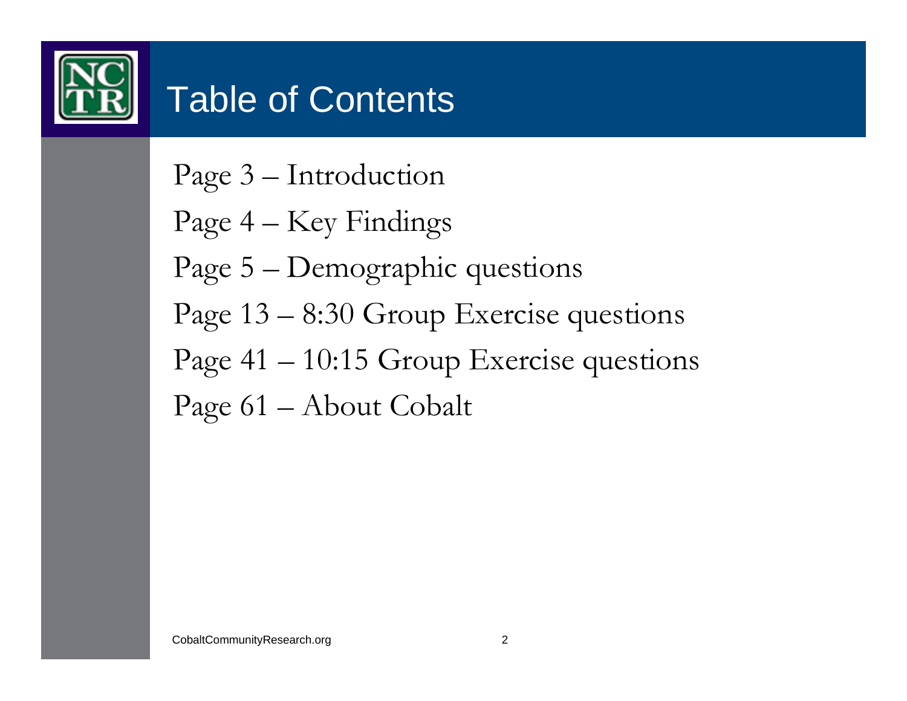# Table of Contents

Page 3 – Introduction

Page 4 – Key Findings

Page 5 – Demographic questions

Page 13 – 8:30 Group Exercise questions

Page 41 – 10:15 Group Exercise questions

Page 61 – About Cobalt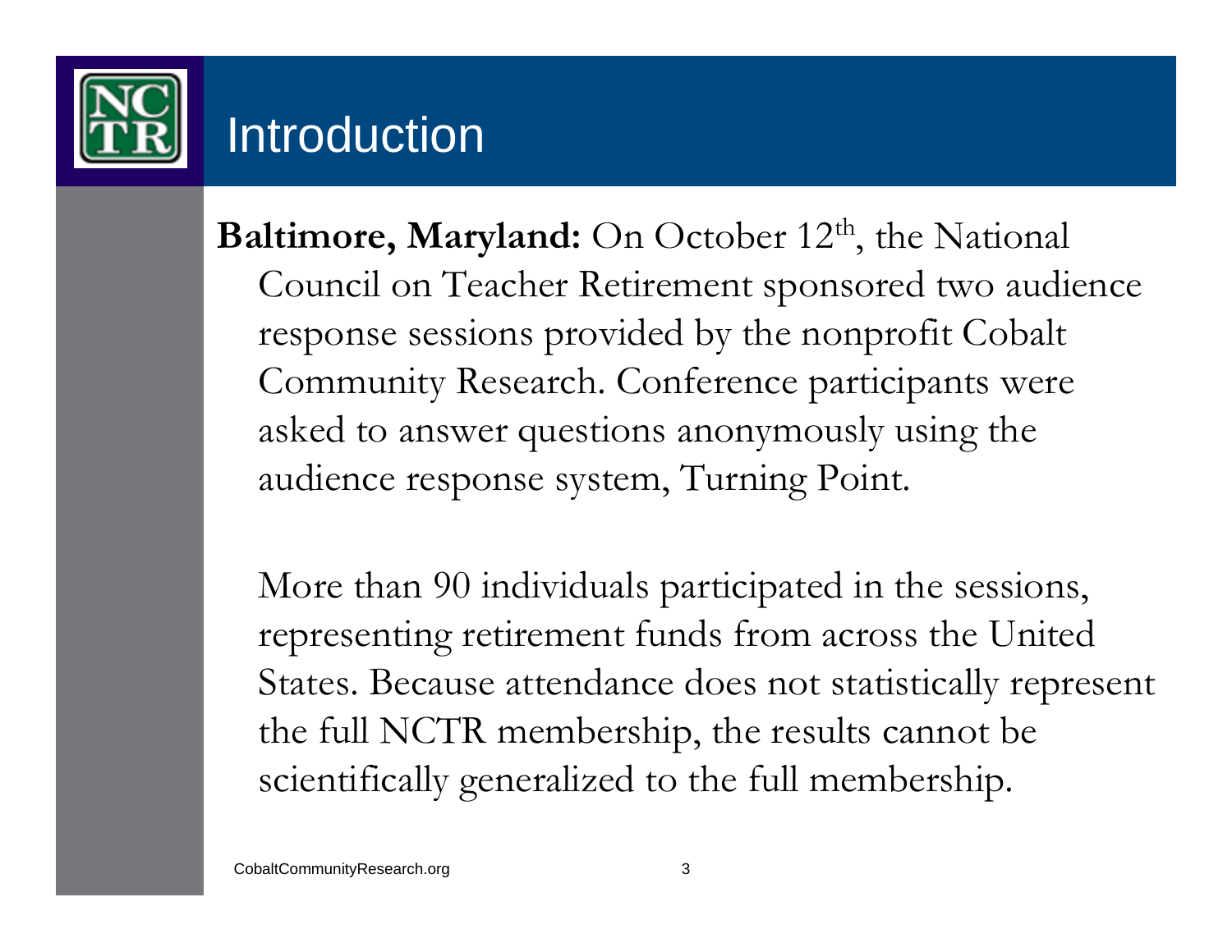# Introduction

**Baltimore, Maryland:** On October 12th, the National Council on Teacher Retirement sponsored two audience response sessions provided by the nonprofit Cobalt Community Research. Conference participants were asked to answer questions anonymously using the audience response system, Turning Point.

More than 90 individuals participated in the sessions, representing retirement funds from across the United States. Because attendance does not statistically represent the full NCTR membership, the results cannot be scientifically generalized to the full membership.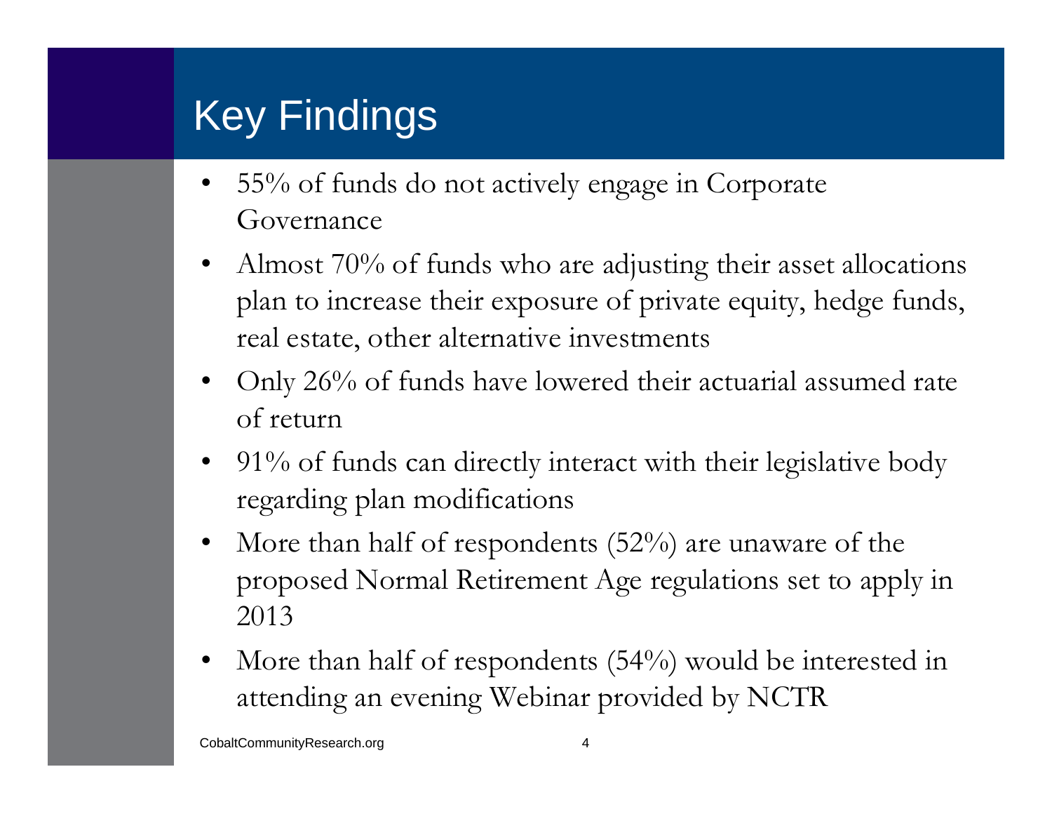# Key Findings

- 55% of funds do not actively engage in Corporate Governance
- Almost 70% of funds who are adjusting their asset allocations plan to increase their exposure of private equity, hedge funds, real estate, other alternative investments
- Only 26% of funds have lowered their actuarial assumed rate of return
- 91% of funds can directly interact with their legislative body regarding plan modifications
- More than half of respondents (52%) are unaware of the proposed Normal Retirement Age regulations set to apply in 2013
- More than half of respondents (54%) would be interested in attending an evening Webinar provided by NCTR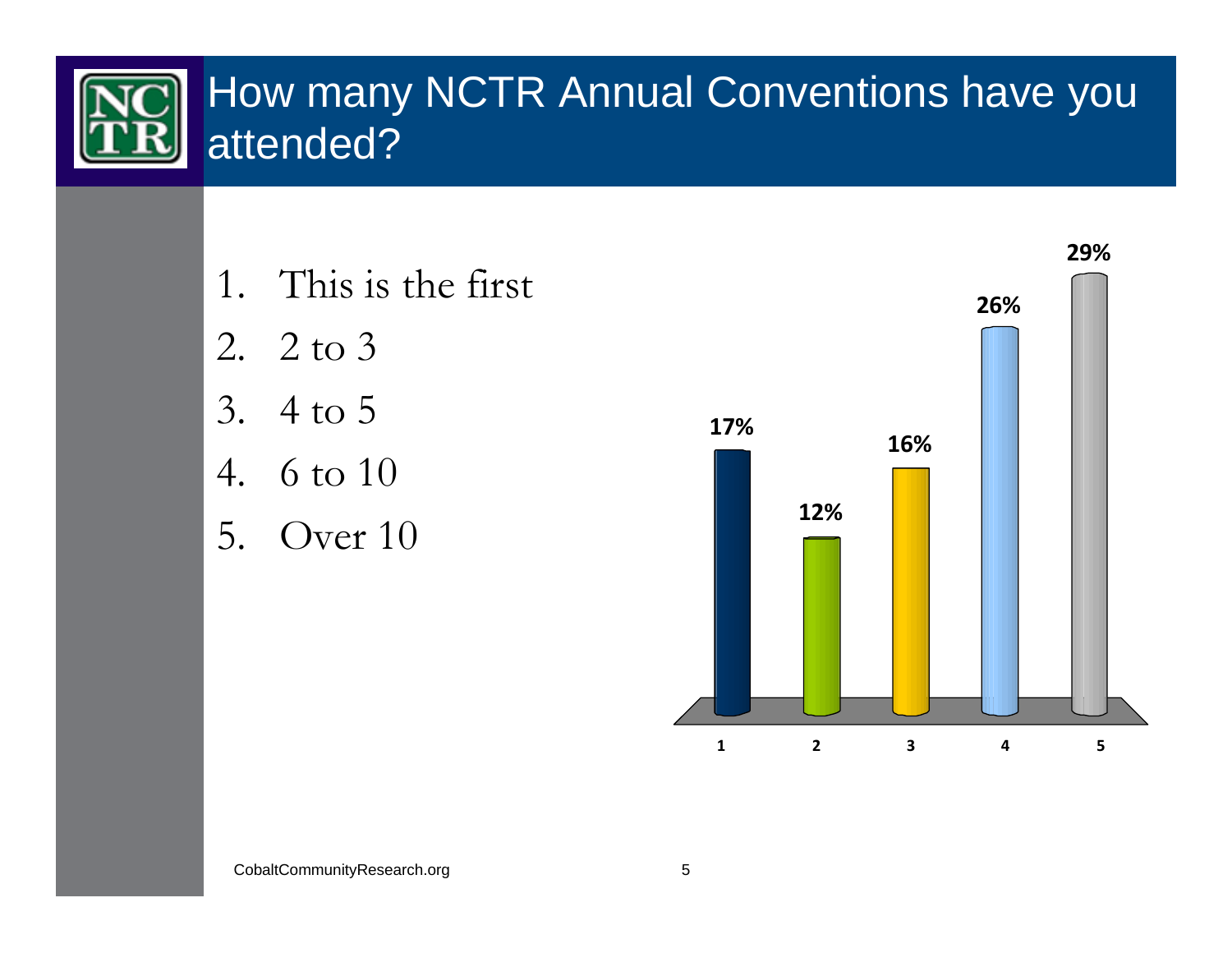# How many NCTR Annual Conventions have you attended?

1. This is the first
2. 2 to 3
3. 4 to 5
4. 6 to 10
5. Over 10

| Response | Percent |
|---|---|
| 1 | 17% |
| 2 | 12% |
| 3 | 16% |
| 4 | 26% |
| 5 | 29% |

CobaltCommunityResearch.org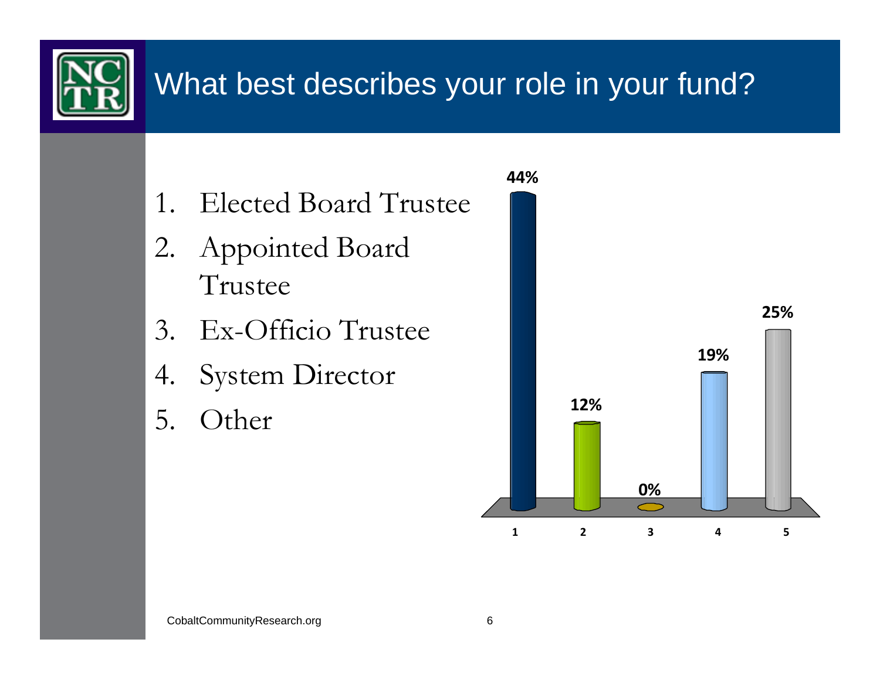# What best describes your role in your fund?

1. Elected Board Trustee
2. Appointed Board Trustee
3. Ex-Officio Trustee
4. System Director
5. Other

| Response | Percentage |
|---|---|
| 1 | 44% |
| 2 | 12% |
| 3 | 0% |
| 4 | 19% |
| 5 | 25% |

CobaltCommunityResearch.org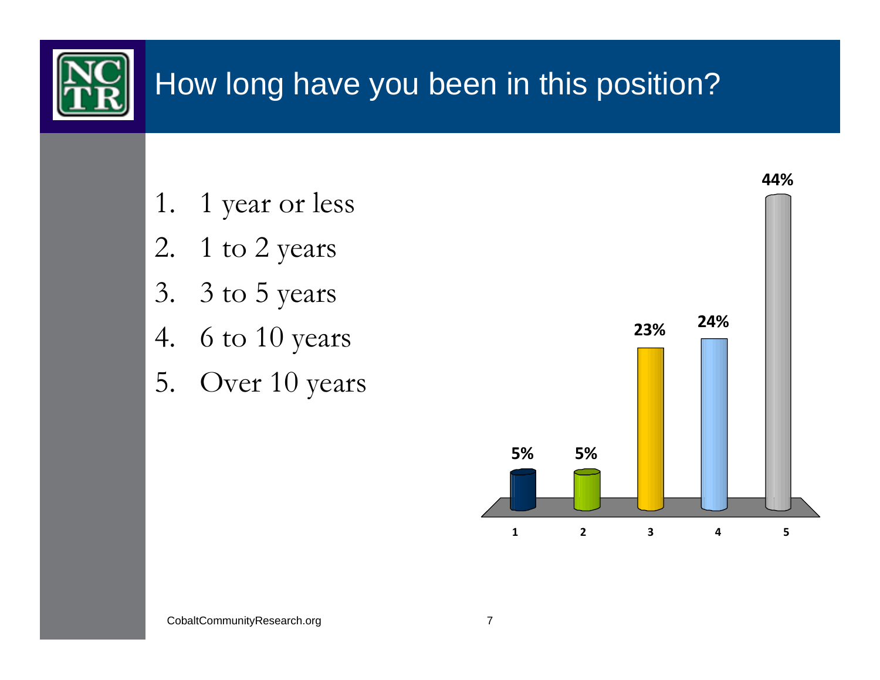# How long have you been in this position?

1. 1 year or less
2. 1 to 2 years
3. 3 to 5 years
4. 6 to 10 years
5. Over 10 years

| Response | 1 | 2 | 3 | 4 | 5 |
|---|---|---|---|---|---|
| Percent | 5% | 5% | 23% | 24% | 44% |

CobaltCommunityResearch.org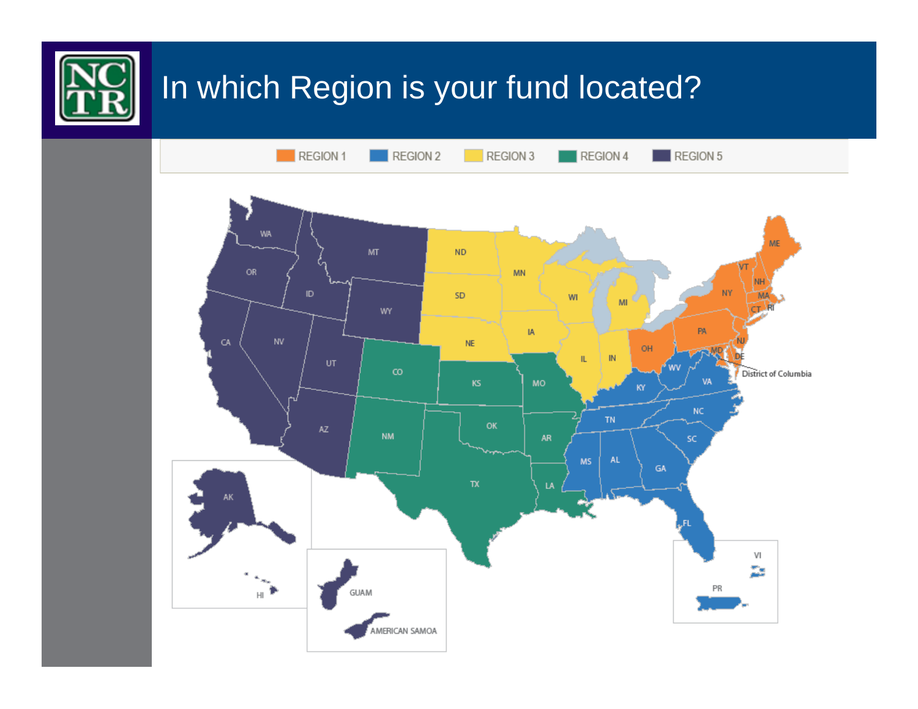# In which Region is your fund located?

REGION 1 | REGION 2 | REGION 3 | REGION 4 | REGION 5

WA, OR, CA, NV, ID, MT, WY, UT, AZ, ND, SD, NE, MN, IA, WI, MI, IL, IN, CO, KS, MO, NM, OK, AR, TX, LA, KY, TN, MS, AL, GA, SC, NC, VA, WV, FL, OH, PA, NY, VT, NH, ME, MA, RI, CT, NJ, DE, MD, District of Columbia, AK, HI, GUAM, AMERICAN SAMOA, VI, PR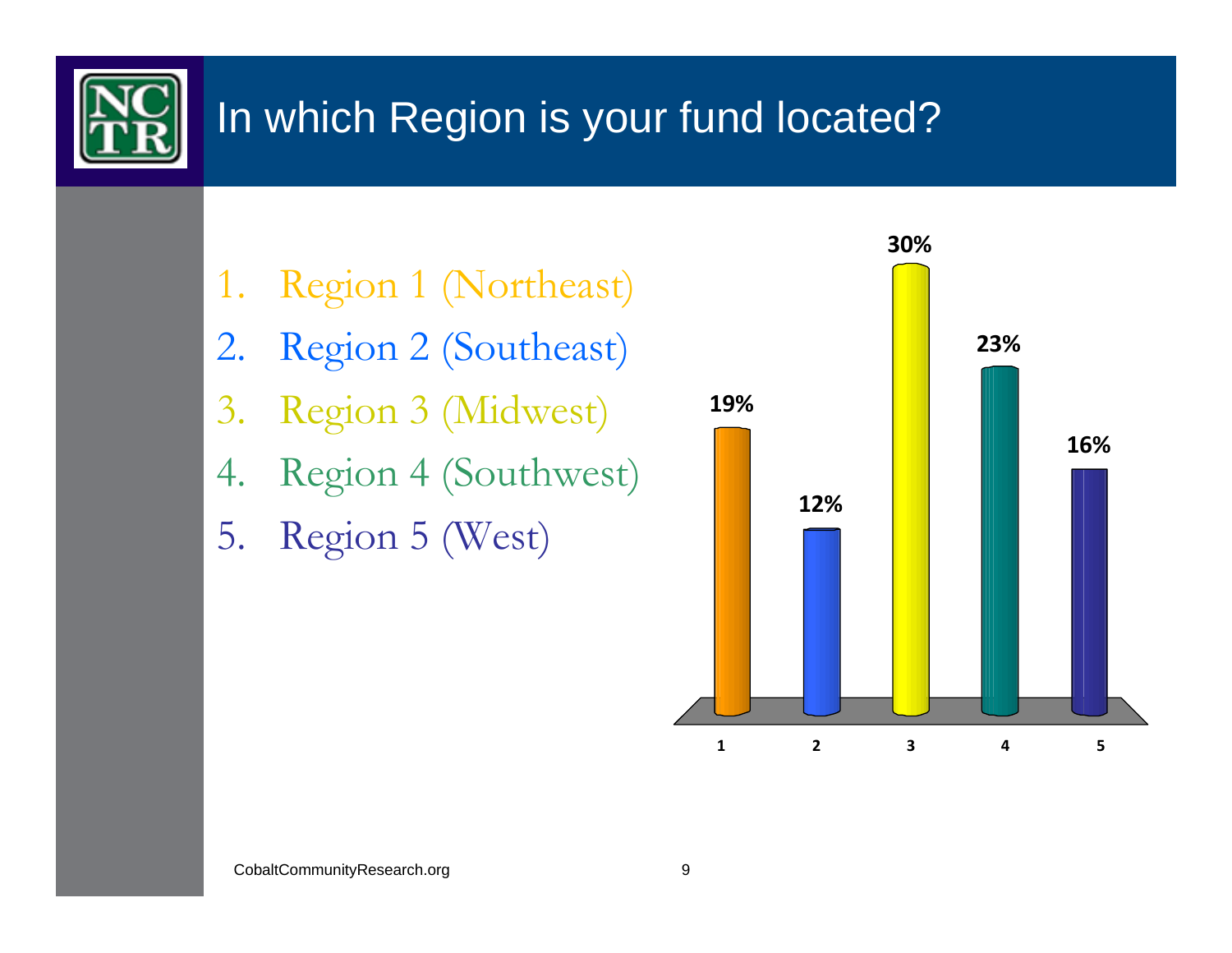# In which Region is your fund located?

1. Region 1 (Northeast)
2. Region 2 (Southeast)
3. Region 3 (Midwest)
4. Region 4 (Southwest)
5. Region 5 (West)

| Region | Percentage |
|---|---|
| 1 | 19% |
| 2 | 12% |
| 3 | 30% |
| 4 | 23% |
| 5 | 16% |

CobaltCommunityResearch.org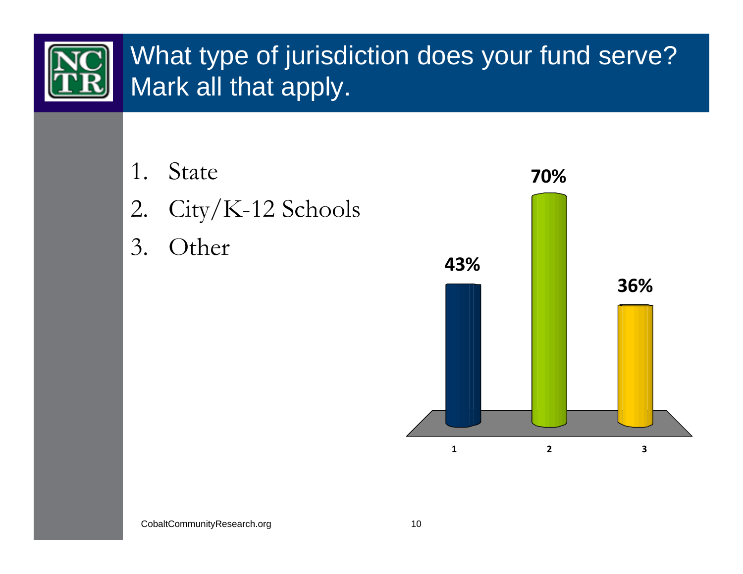# What type of jurisdiction does your fund serve? Mark all that apply.

1. State
2. City/K-12 Schools
3. Other

| | 1 | 2 | 3 |
|---|---|---|---|
| % | 43% | 70% | 36% |

CobaltCommunityResearch.org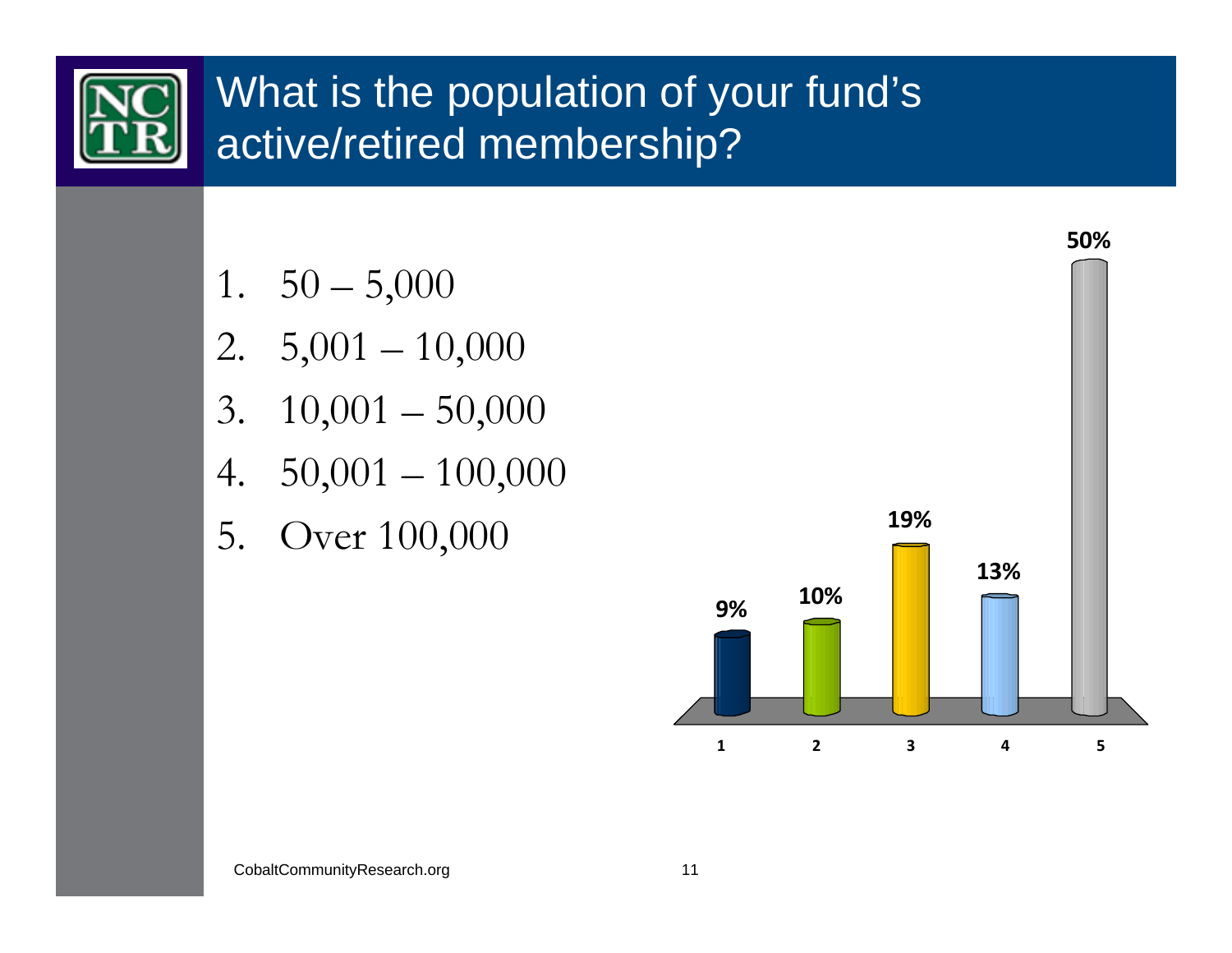# What is the population of your fund's active/retired membership?

1. 50 – 5,000
2. 5,001 – 10,000
3. 10,001 – 50,000
4. 50,001 – 100,000
5. Over 100,000

| Response | Percentage |
|---|---|
| 1 | 9% |
| 2 | 10% |
| 3 | 19% |
| 4 | 13% |
| 5 | 50% |

CobaltCommunityResearch.org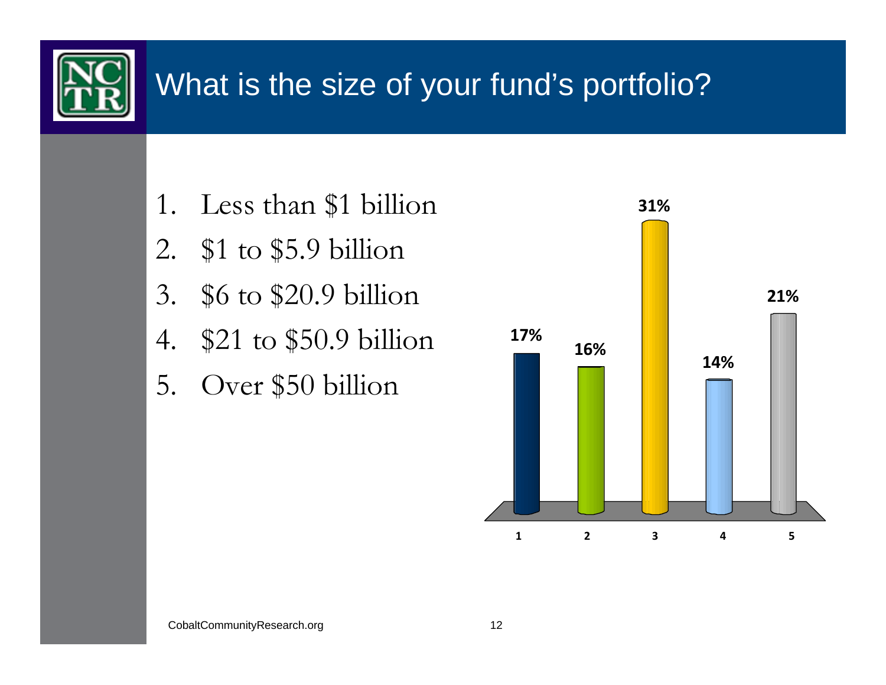# What is the size of your fund's portfolio?

1. Less than $1 billion
2. $1 to $5.9 billion
3. $6 to $20.9 billion
4. $21 to $50.9 billion
5. Over $50 billion

| Response | Percent |
|---|---|
| 1 | 17% |
| 2 | 16% |
| 3 | 31% |
| 4 | 14% |
| 5 | 21% |

CobaltCommunityResearch.org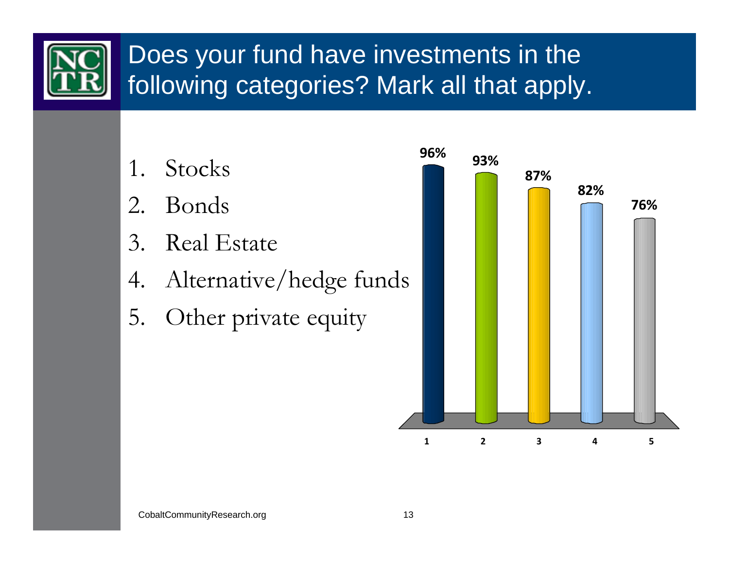# Does your fund have investments in the following categories? Mark all that apply.

1. Stocks
2. Bonds
3. Real Estate
4. Alternative/hedge funds
5. Other private equity

| Category | 1 | 2 | 3 | 4 | 5 |
|---|---|---|---|---|---|
| % | 96% | 93% | 87% | 82% | 76% |

CobaltCommunityResearch.org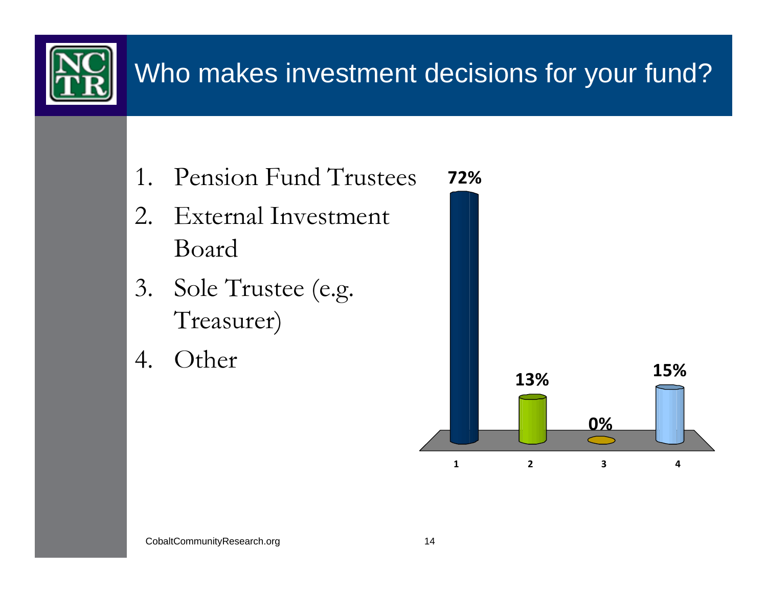# Who makes investment decisions for your fund?

1. Pension Fund Trustees
2. External Investment Board
3. Sole Trustee (e.g. Treasurer)
4. Other

| | 1 | 2 | 3 | 4 |
|---|---|---|---|---|
| % | 72% | 13% | 0% | 15% |

CobaltCommunityResearch.org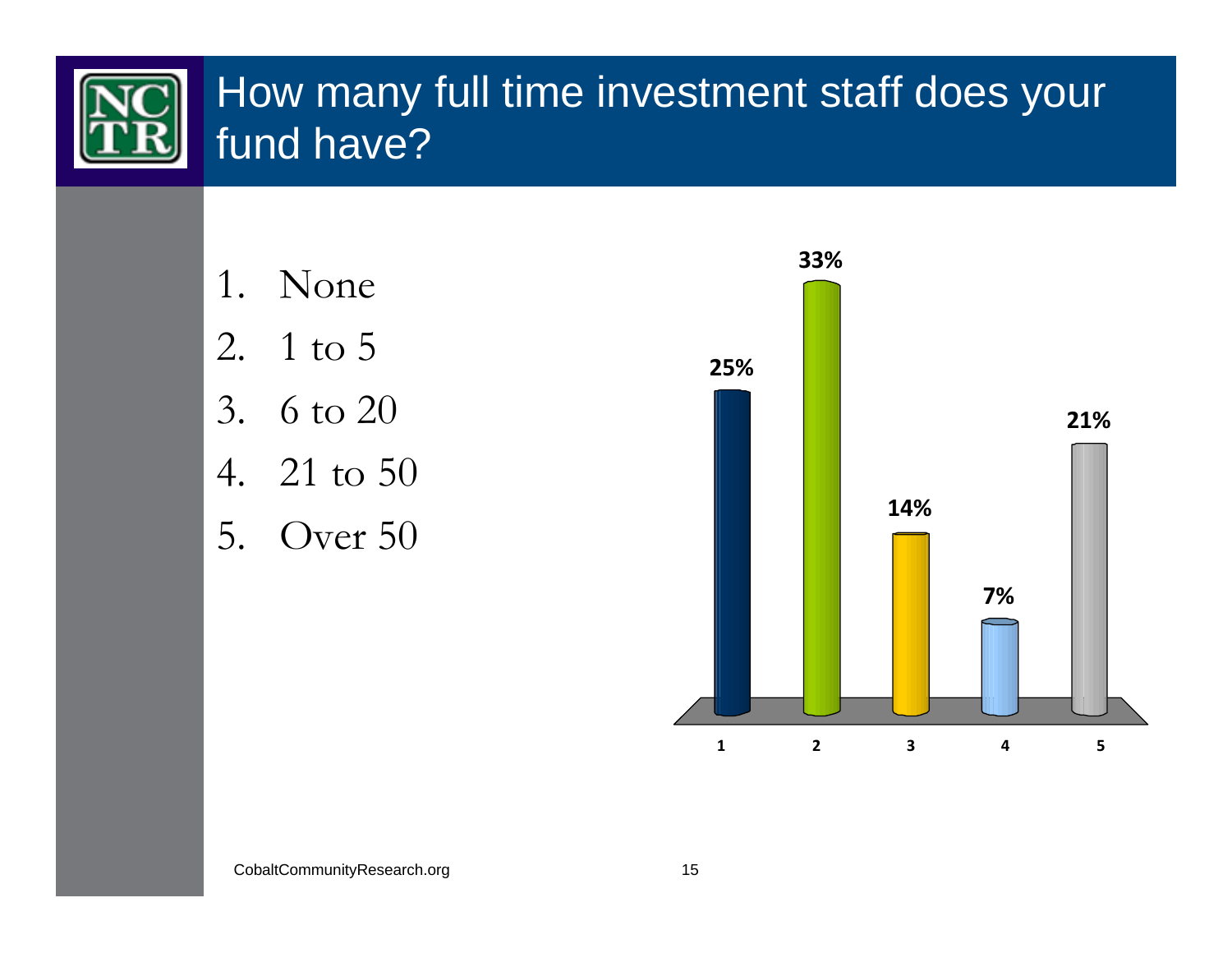# How many full time investment staff does your fund have?

1. None
2. 1 to 5
3. 6 to 20
4. 21 to 50
5. Over 50

| Response | Percent |
|---|---|
| 1 | 25% |
| 2 | 33% |
| 3 | 14% |
| 4 | 7% |
| 5 | 21% |

CobaltCommunityResearch.org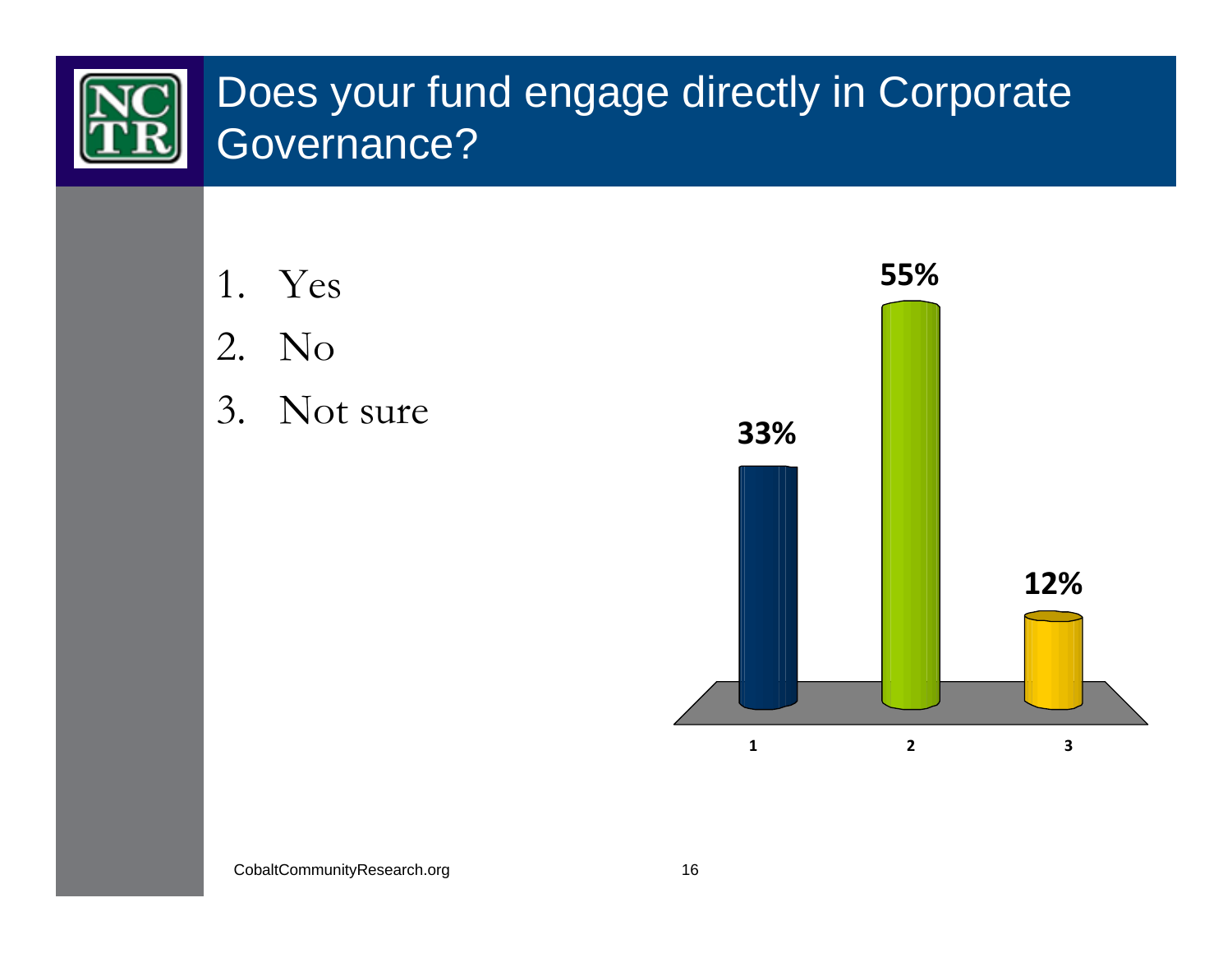# Does your fund engage directly in Corporate Governance?

1. Yes
2. No
3. Not sure

| Response | Percentage |
| --- | --- |
| 1 | 33% |
| 2 | 55% |
| 3 | 12% |

CobaltCommunityResearch.org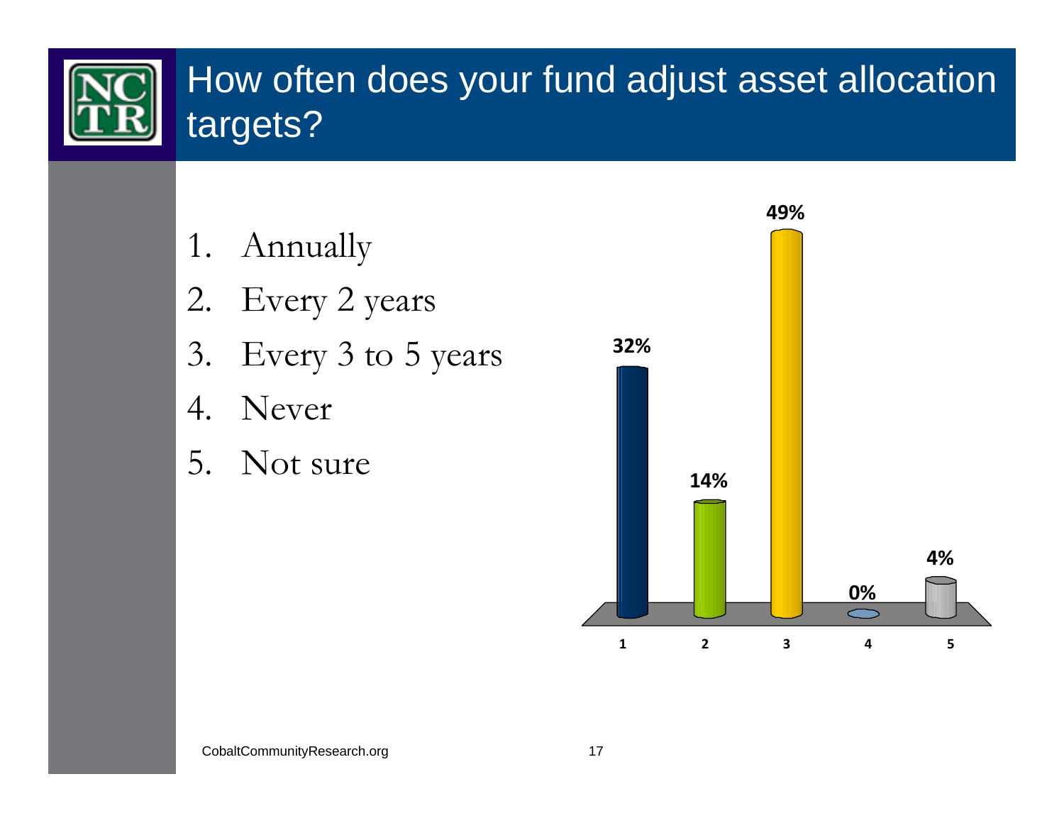# How often does your fund adjust asset allocation targets?

1. Annually
2. Every 2 years
3. Every 3 to 5 years
4. Never
5. Not sure

| Option | Percentage |
|---|---|
| 1 | 32% |
| 2 | 14% |
| 3 | 49% |
| 4 | 0% |
| 5 | 4% |

CobaltCommunityResearch.org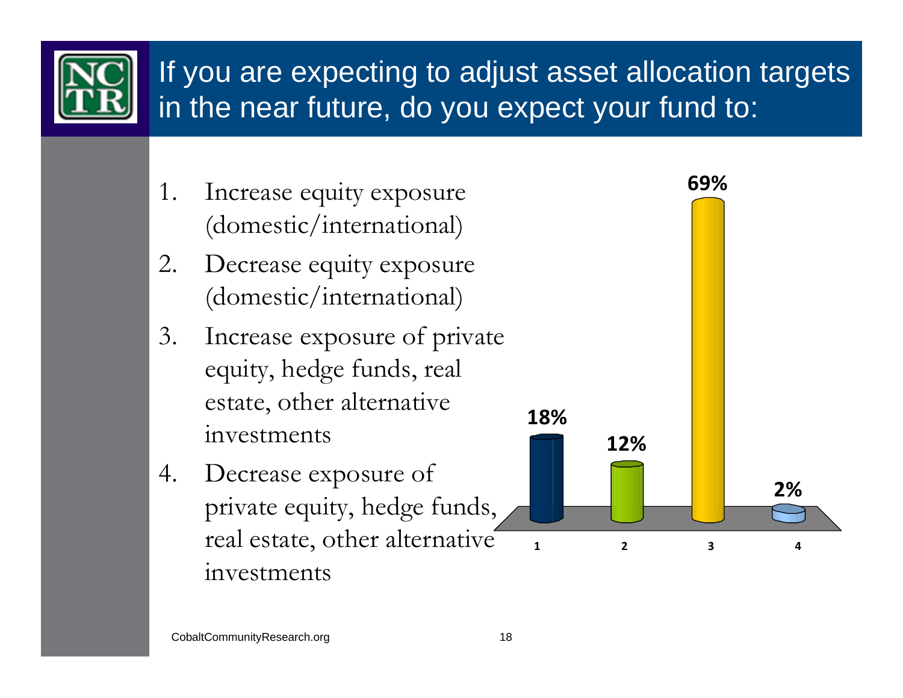# If you are expecting to adjust asset allocation targets in the near future, do you expect your fund to:

1. Increase equity exposure (domestic/international)
2. Decrease equity exposure (domestic/international)
3. Increase exposure of private equity, hedge funds, real estate, other alternative investments
4. Decrease exposure of private equity, hedge funds, real estate, other alternative investments

| Response | Percent |
|---|---|
| 1 | 18% |
| 2 | 12% |
| 3 | 69% |
| 4 | 2% |

CobaltCommunityResearch.org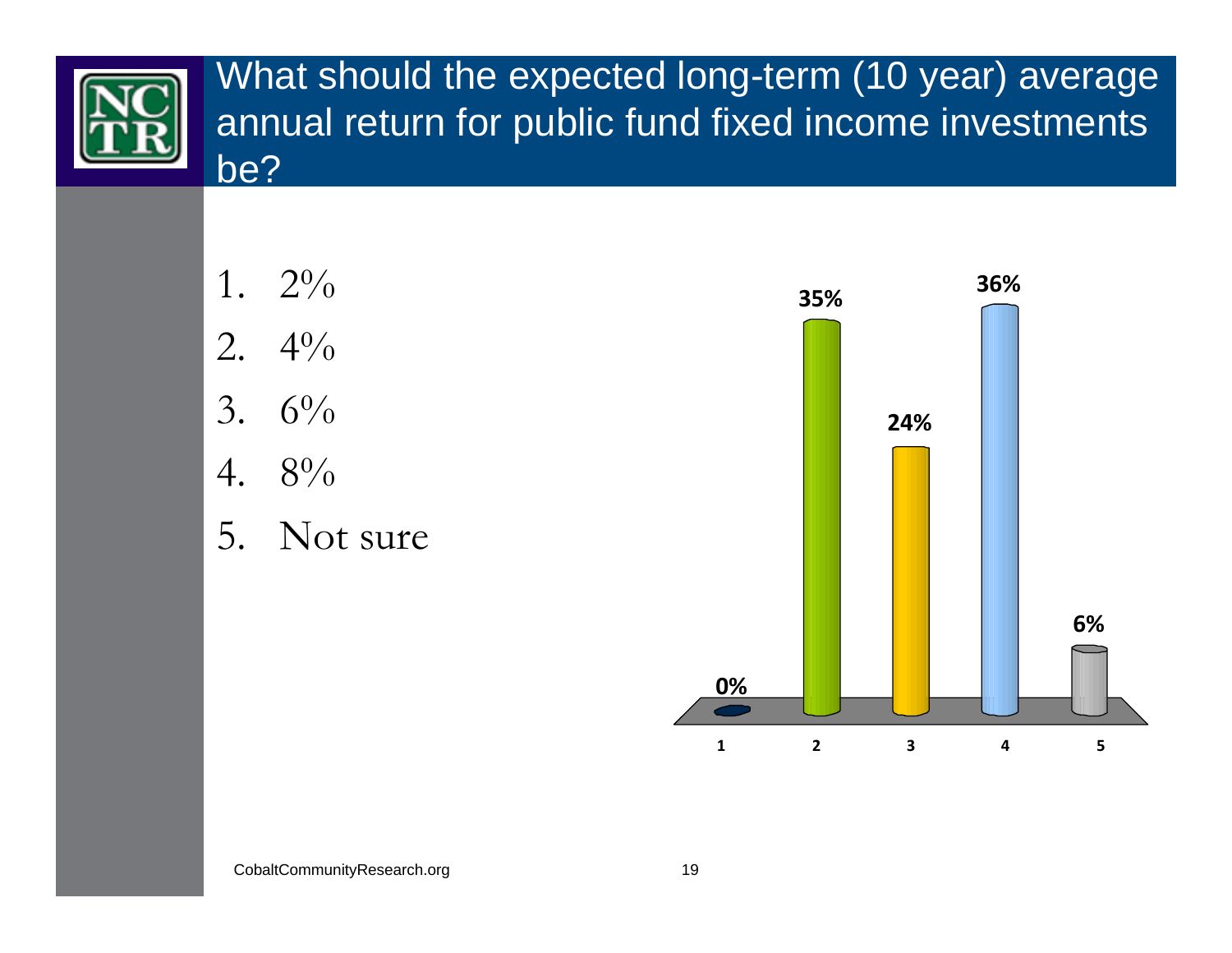# What should the expected long-term (10 year) average annual return for public fund fixed income investments be?

1. 2%
2. 4%
3. 6%
4. 8%
5. Not sure

| Response | Percentage |
|---|---|
| 1 | 0% |
| 2 | 35% |
| 3 | 24% |
| 4 | 36% |
| 5 | 6% |

CobaltCommunityResearch.org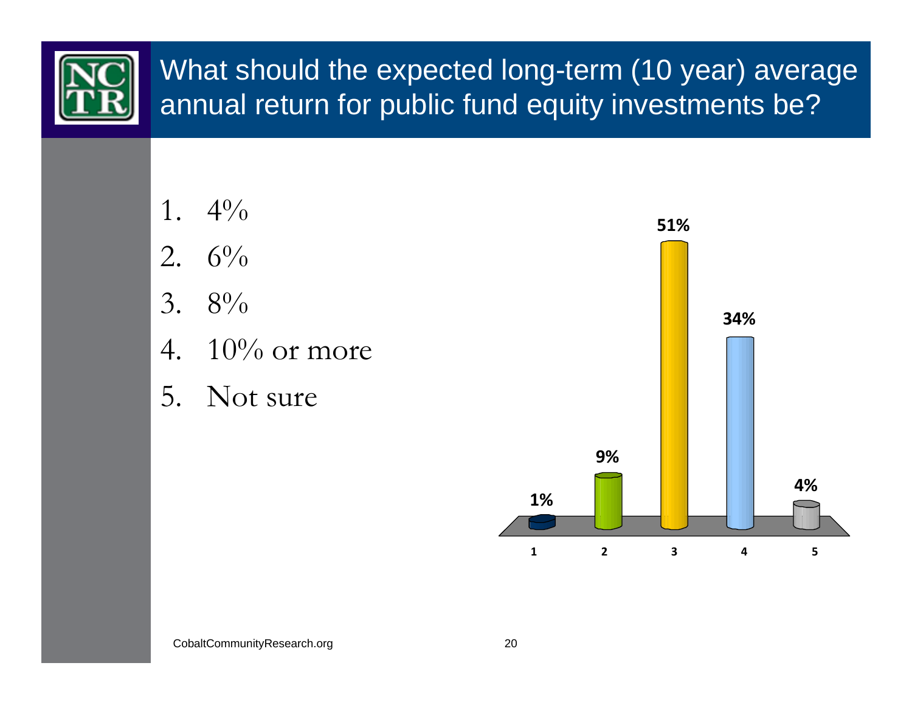# What should the expected long-term (10 year) average annual return for public fund equity investments be?

1. 4%
2. 6%
3. 8%
4. 10% or more
5. Not sure

| Response | Percent |
|---|---|
| 1 | 1% |
| 2 | 9% |
| 3 | 51% |
| 4 | 34% |
| 5 | 4% |

CobaltCommunityResearch.org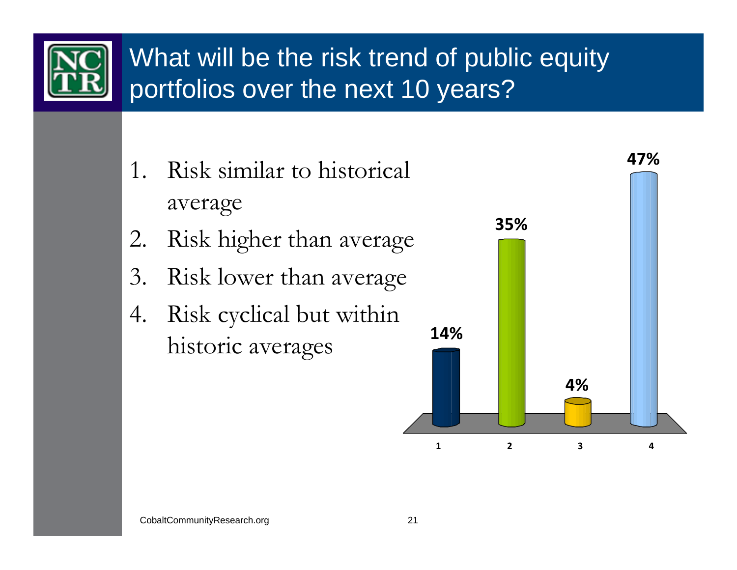# What will be the risk trend of public equity portfolios over the next 10 years?

1. Risk similar to historical average
2. Risk higher than average
3. Risk lower than average
4. Risk cyclical but within historic averages

| Response | 1 | 2 | 3 | 4 |
|---|---|---|---|---|
| Percent | 14% | 35% | 4% | 47% |

CobaltCommunityResearch.org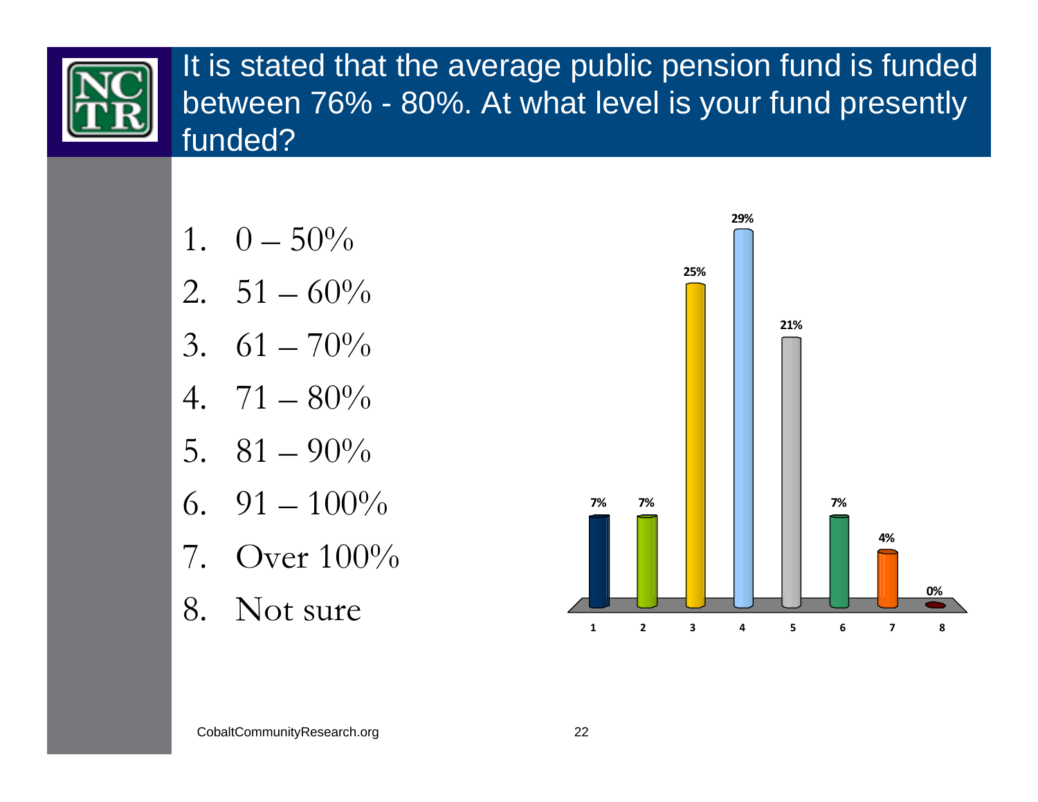# It is stated that the average public pension fund is funded between 76% - 80%. At what level is your fund presently funded?

1. 0 – 50%
2. 51 – 60%
3. 61 – 70%
4. 71 – 80%
5. 81 – 90%
6. 91 – 100%
7. Over 100%
8. Not sure

| Option | 1 | 2 | 3 | 4 | 5 | 6 | 7 | 8 |
|---|---|---|---|---|---|---|---|---|
| Percent | 7% | 7% | 25% | 29% | 21% | 7% | 4% | 0% |

CobaltCommunityResearch.org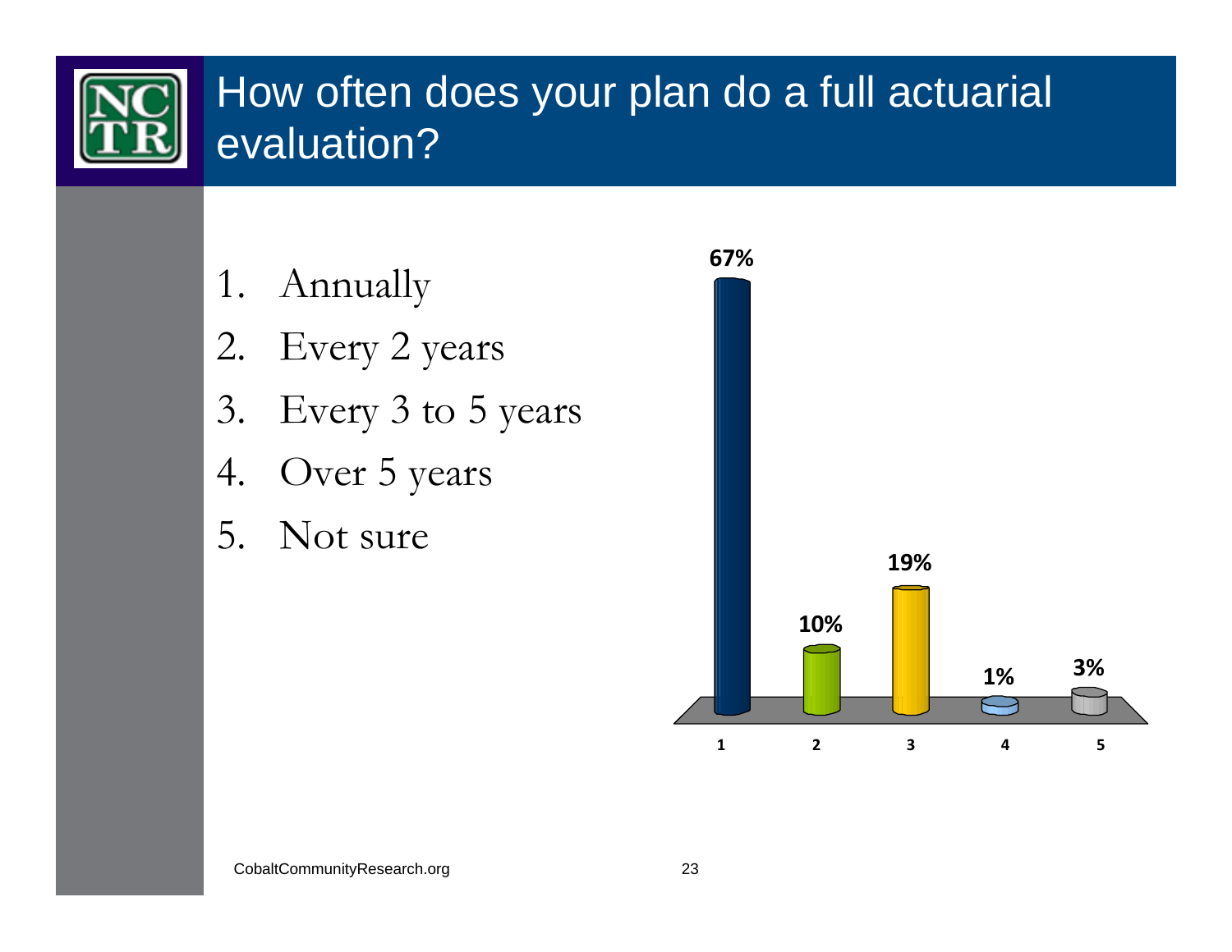# How often does your plan do a full actuarial evaluation?

1. Annually
2. Every 2 years
3. Every 3 to 5 years
4. Over 5 years
5. Not sure

| Response | 1 | 2 | 3 | 4 | 5 |
|---|---|---|---|---|---|
| Percent | 67% | 10% | 19% | 1% | 3% |

CobaltCommunityResearch.org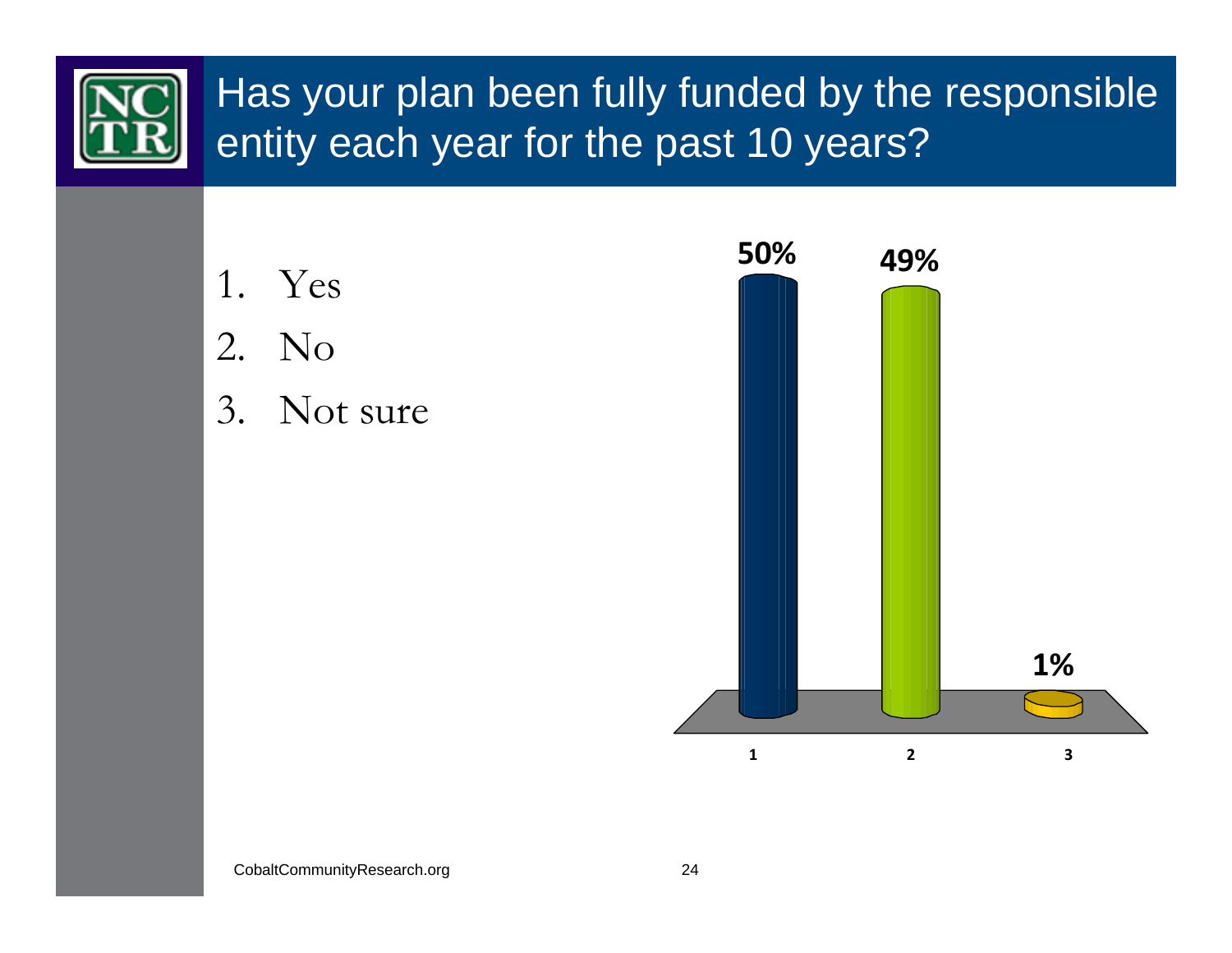# Has your plan been fully funded by the responsible entity each year for the past 10 years?

1. Yes
2. No
3. Not sure

| Response | Percentage |
|---|---|
| 1 | 50% |
| 2 | 49% |
| 3 | 1% |

CobaltCommunityResearch.org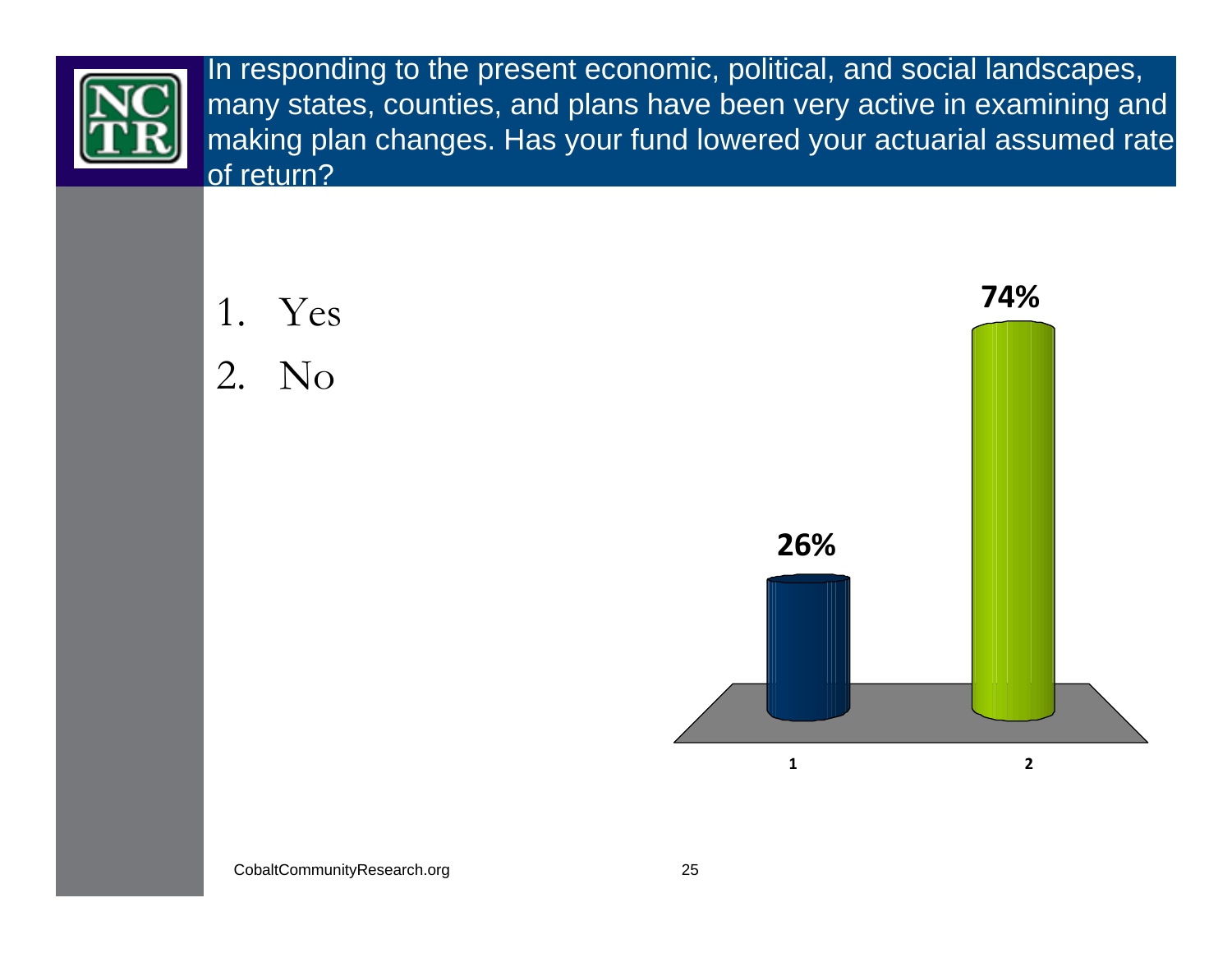## In responding to the present economic, political, and social landscapes, many states, counties, and plans have been very active in examining and making plan changes. Has your fund lowered your actuarial assumed rate of return?

1. Yes
2. No

| Response | Percentage |
|---|---|
| 1 | 26% |
| 2 | 74% |

CobaltCommunityResearch.org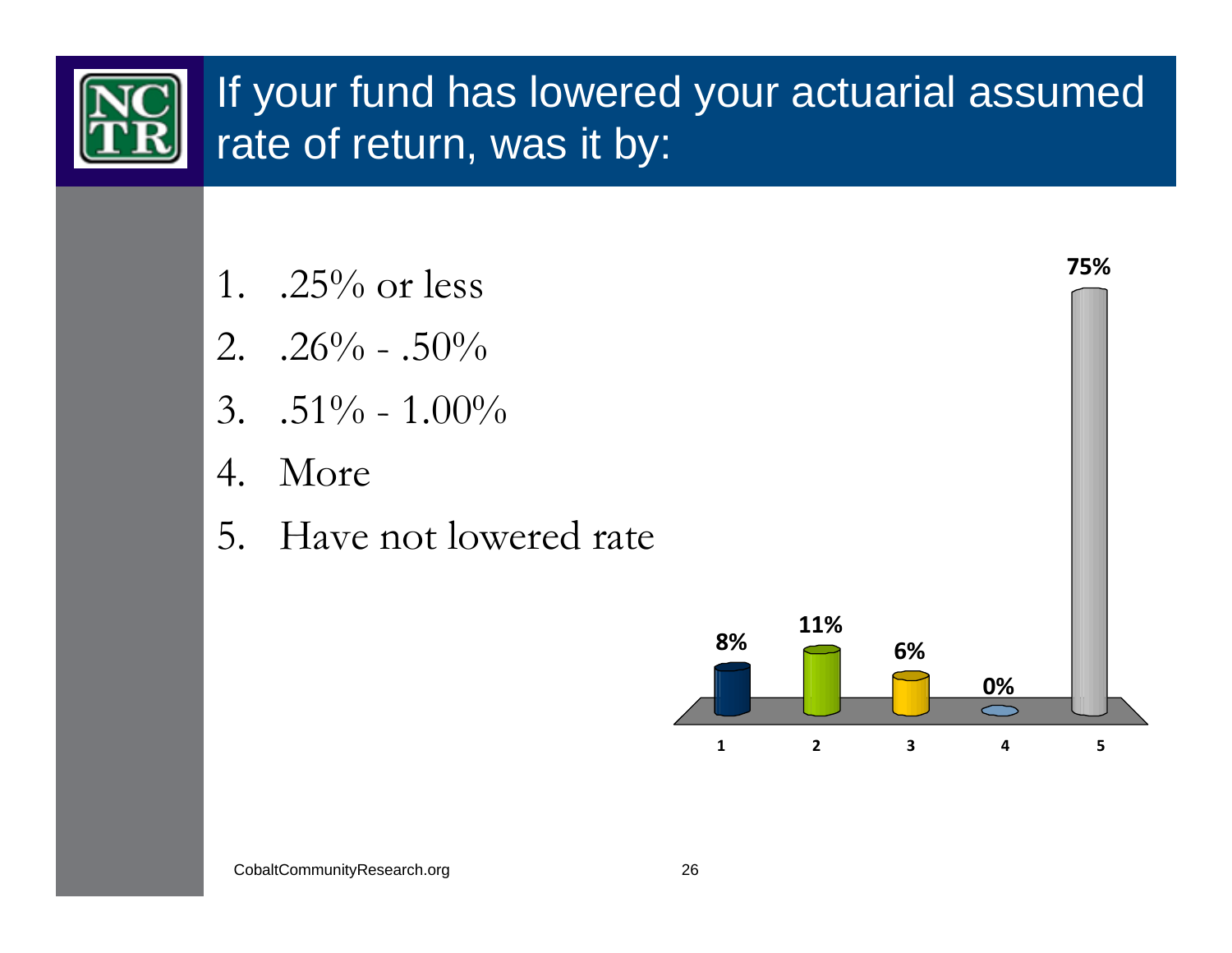# If your fund has lowered your actuarial assumed rate of return, was it by:

1. .25% or less
2. .26% - .50%
3. .51% - 1.00%
4. More
5. Have not lowered rate

| Option | 1 | 2 | 3 | 4 | 5 |
|---|---|---|---|---|---|
| Percent | 8% | 11% | 6% | 0% | 75% |

CobaltCommunityResearch.org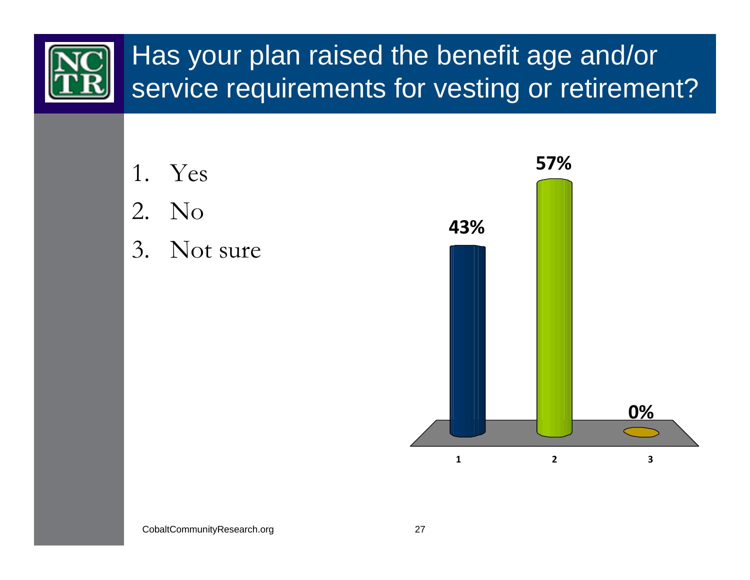# Has your plan raised the benefit age and/or service requirements for vesting or retirement?

1. Yes
2. No
3. Not sure

| Response | Percentage |
|---|---|
| 1 | 43% |
| 2 | 57% |
| 3 | 0% |

CobaltCommunityResearch.org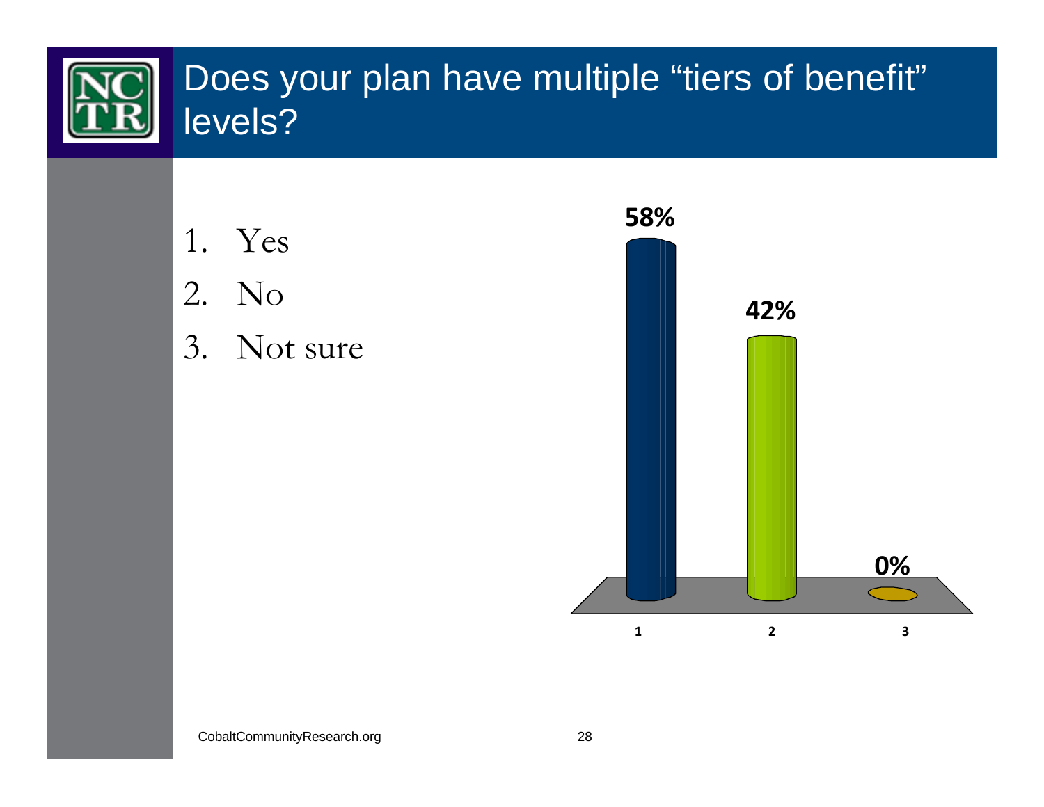# Does your plan have multiple "tiers of benefit" levels?

1. Yes
2. No
3. Not sure

| Response | Percentage |
|---|---|
| 1 | 58% |
| 2 | 42% |
| 3 | 0% |

CobaltCommunityResearch.org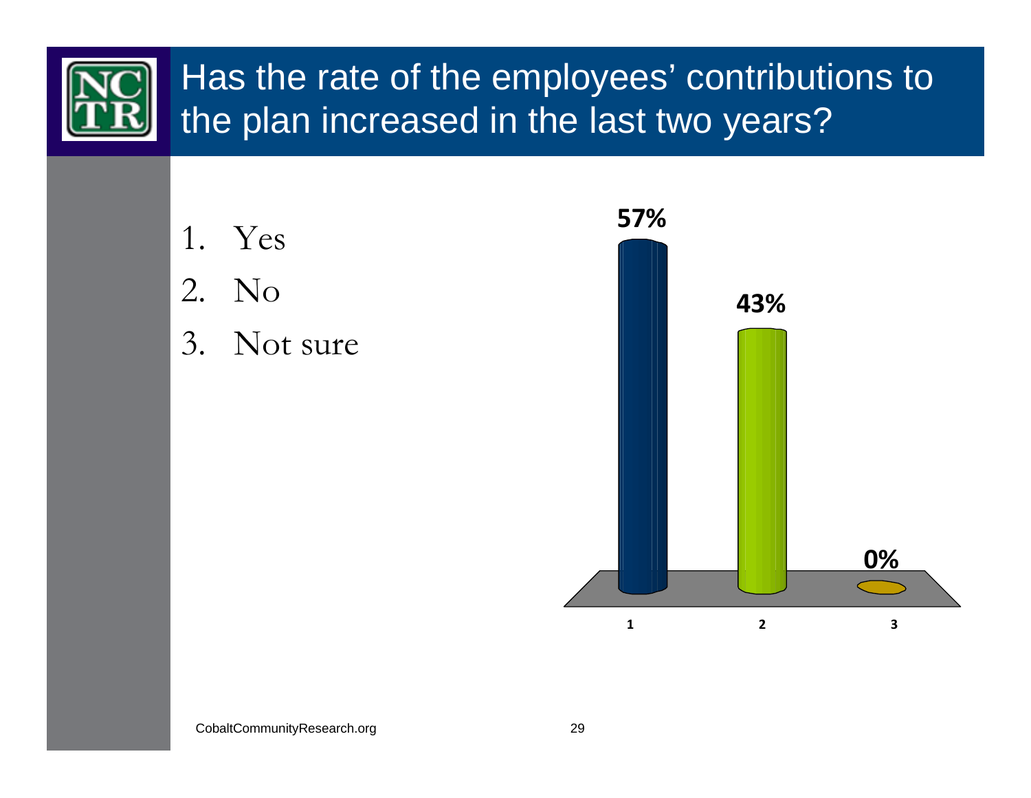# Has the rate of the employees' contributions to the plan increased in the last two years?

1. Yes
2. No
3. Not sure

| Response | Percent |
|---|---|
| 1 | 57% |
| 2 | 43% |
| 3 | 0% |

CobaltCommunityResearch.org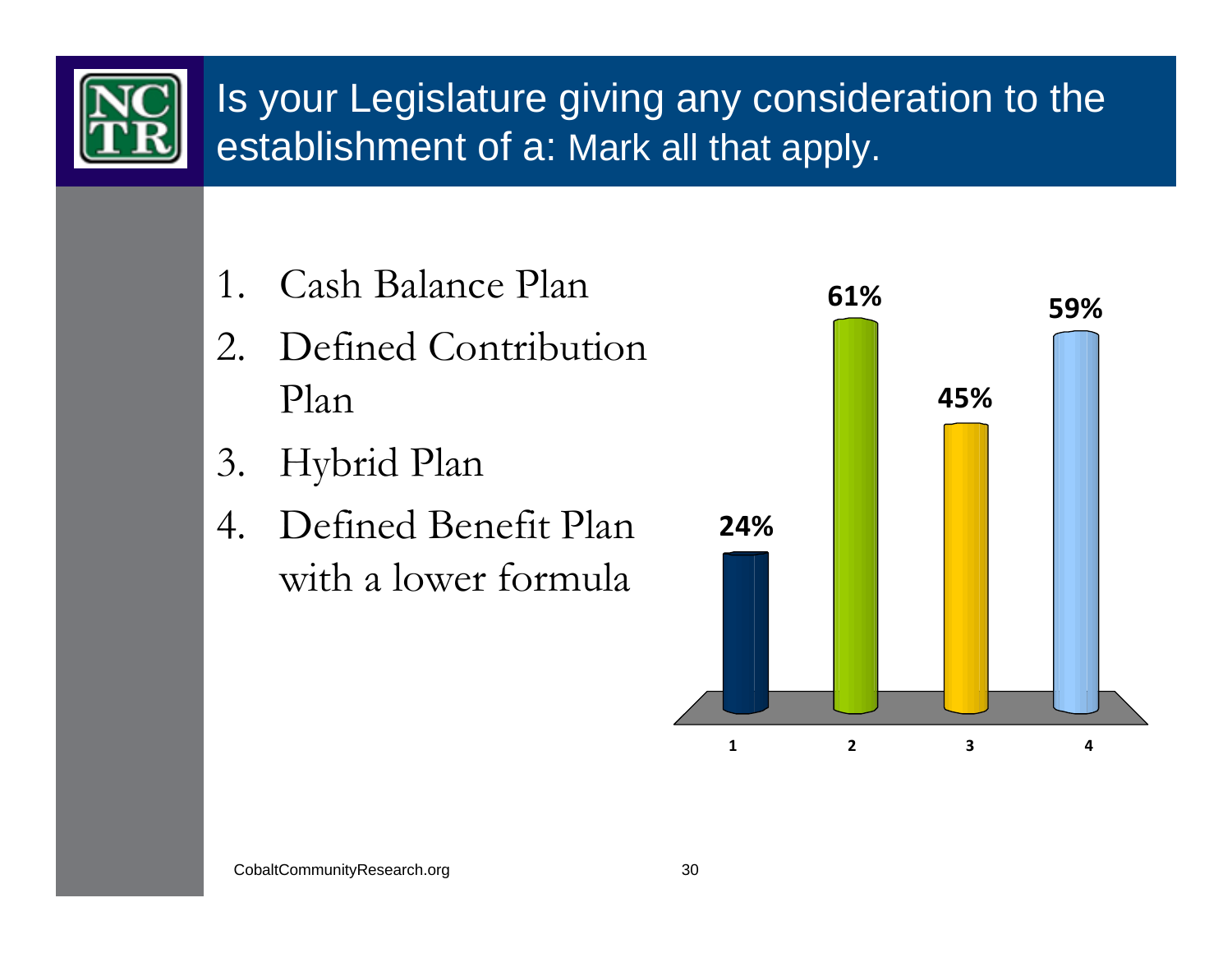# Is your Legislature giving any consideration to the establishment of a: Mark all that apply.

1. Cash Balance Plan
2. Defined Contribution Plan
3. Hybrid Plan
4. Defined Benefit Plan with a lower formula

| | 1 | 2 | 3 | 4 |
|---|---|---|---|---|
| Percent | 24% | 61% | 45% | 59% |

CobaltCommunityResearch.org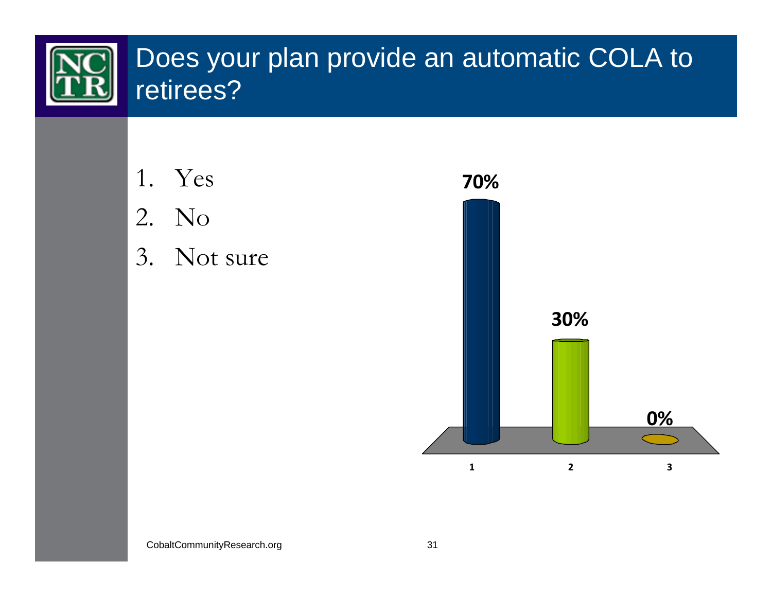# Does your plan provide an automatic COLA to retirees?

1. Yes
2. No
3. Not sure

| Response | Percentage |
|---|---|
| 1 | 70% |
| 2 | 30% |
| 3 | 0% |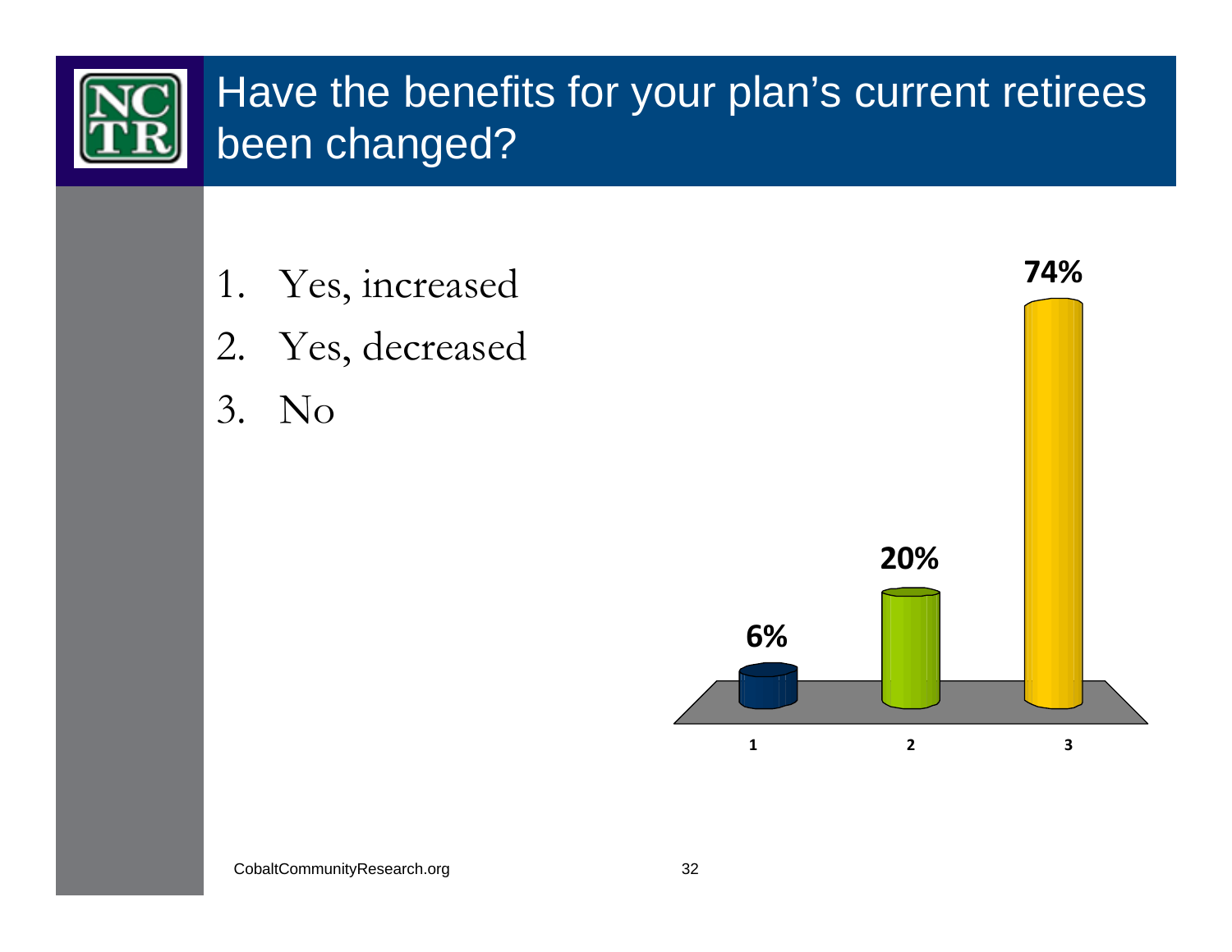# Have the benefits for your plan's current retirees been changed?

1. Yes, increased
2. Yes, decreased
3. No

| | 1 | 2 | 3 |
|---|---|---|---|
| % | 6% | 20% | 74% |

CobaltCommunityResearch.org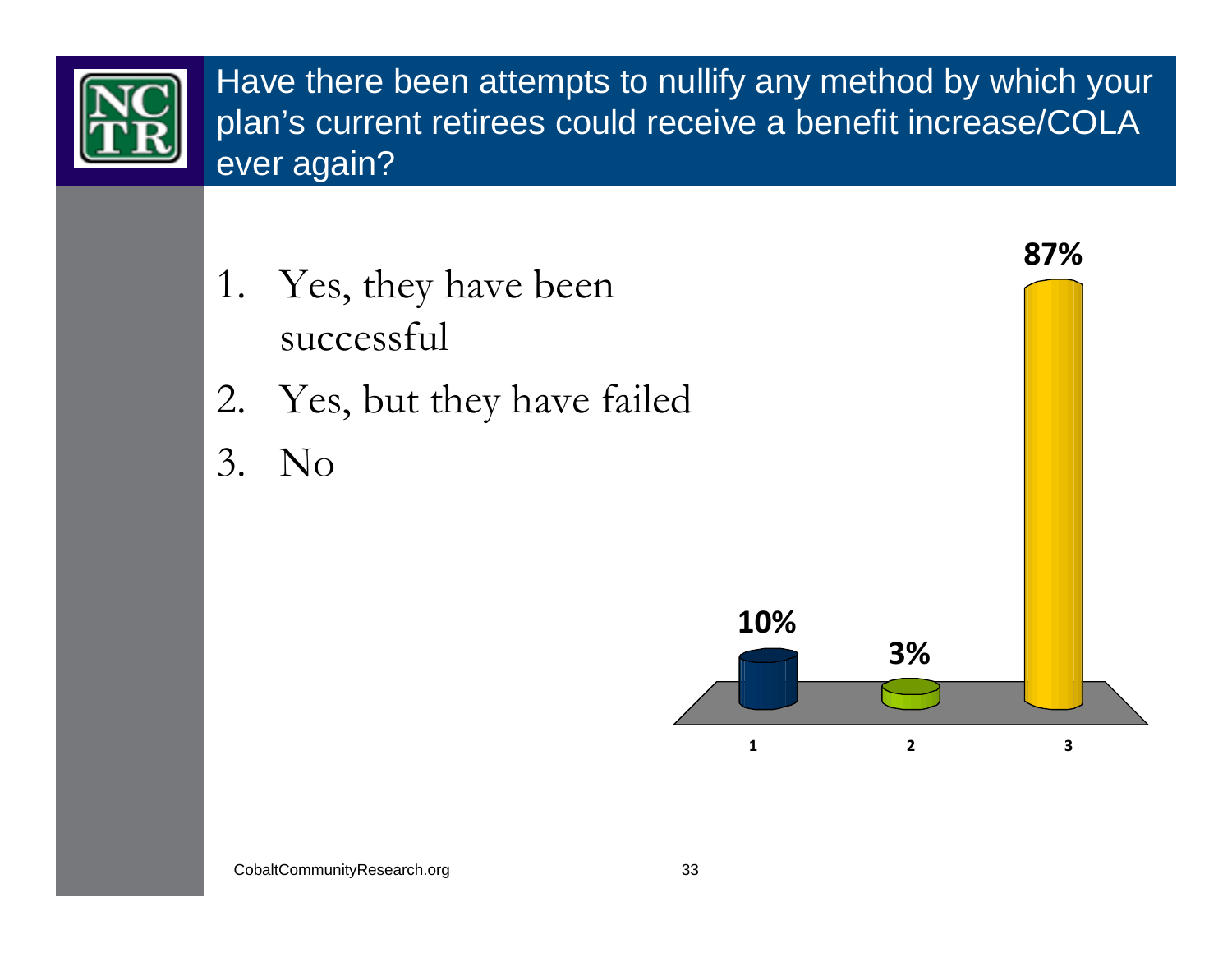# Have there been attempts to nullify any method by which your plan's current retirees could receive a benefit increase/COLA ever again?

1. Yes, they have been successful
2. Yes, but they have failed
3. No

| Response | Percentage |
|---|---|
| 1 | 10% |
| 2 | 3% |
| 3 | 87% |

CobaltCommunityResearch.org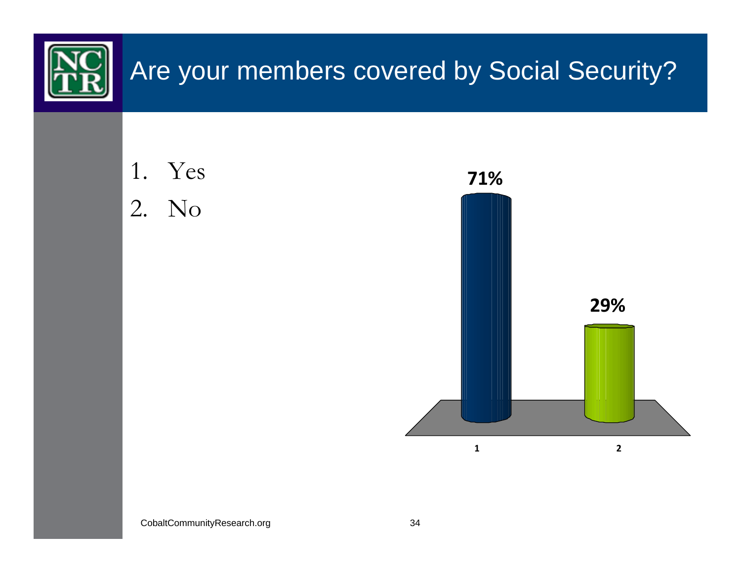# Are your members covered by Social Security?

1. Yes
2. No

| Response | Percentage |
|---|---|
| 1 | 71% |
| 2 | 29% |

CobaltCommunityResearch.org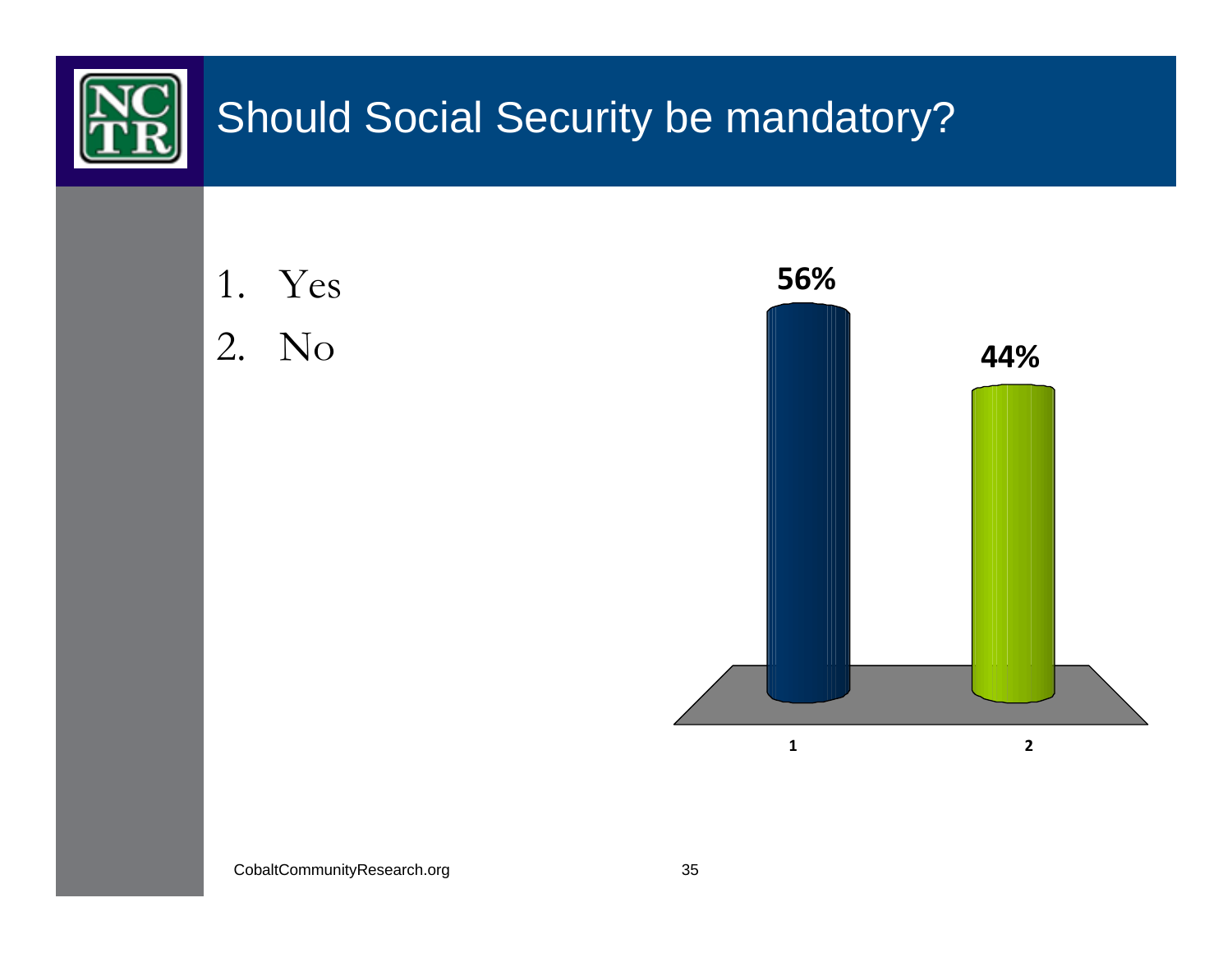# Should Social Security be mandatory?

1. Yes
2. No

| | 1 | 2 |
|---|---|---|
| | 56% | 44% |

CobaltCommunityResearch.org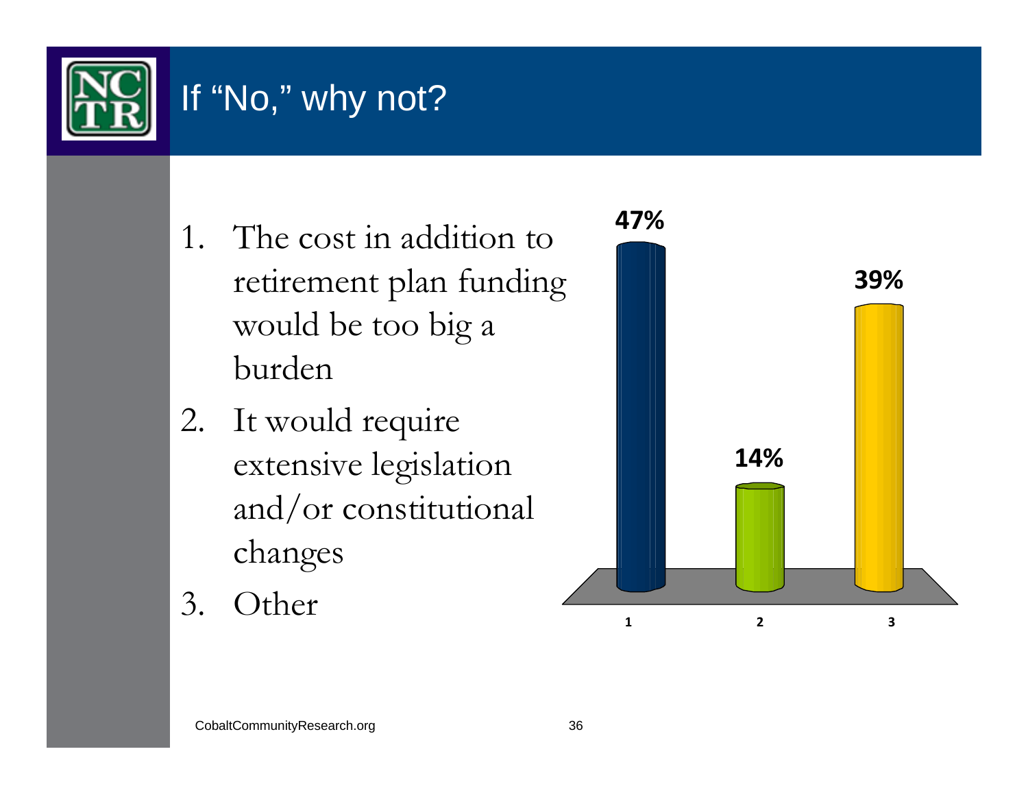# If "No," why not?

1. The cost in addition to retirement plan funding would be too big a burden
2. It would require extensive legislation and/or constitutional changes
3. Other

| Response | Percentage |
|---|---|
| 1 | 47% |
| 2 | 14% |
| 3 | 39% |

CobaltCommunityResearch.org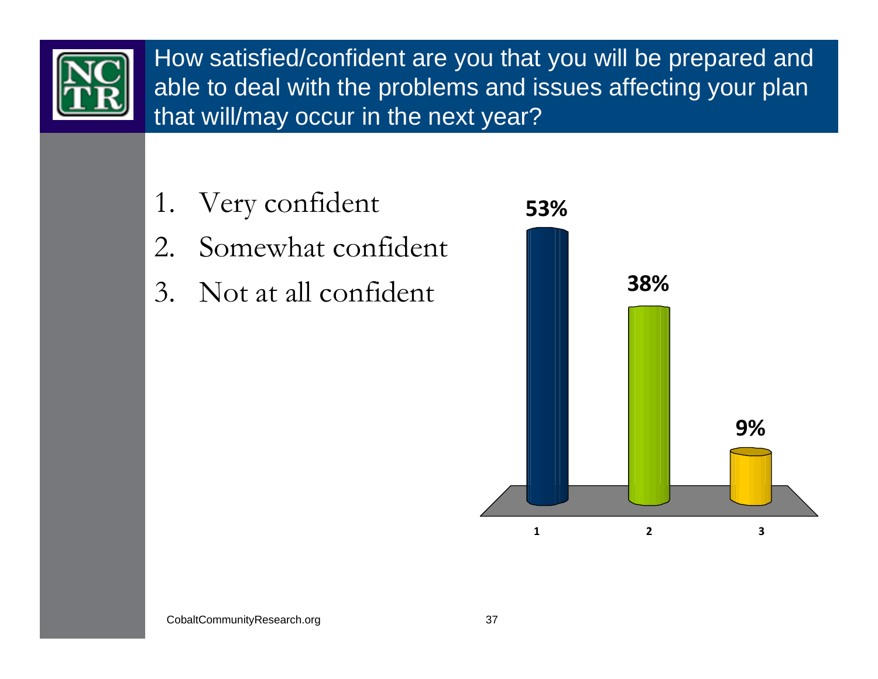# How satisfied/confident are you that you will be prepared and able to deal with the problems and issues affecting your plan that will/may occur in the next year?

1. Very confident
2. Somewhat confident
3. Not at all confident

| Response | Percent |
|---|---|
| 1 | 53% |
| 2 | 38% |
| 3 | 9% |

CobaltCommunityResearch.org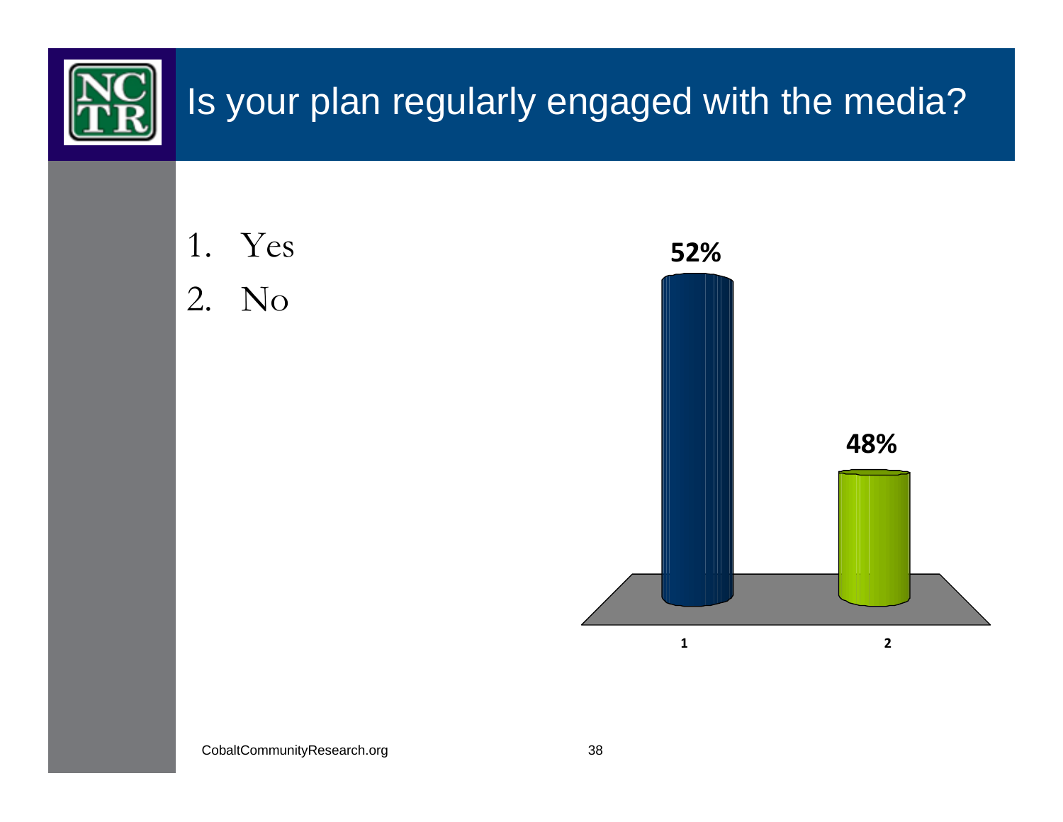# Is your plan regularly engaged with the media?

1. Yes
2. No

| Response | Percentage |
|---|---|
| 1 | 52% |
| 2 | 48% |

CobaltCommunityResearch.org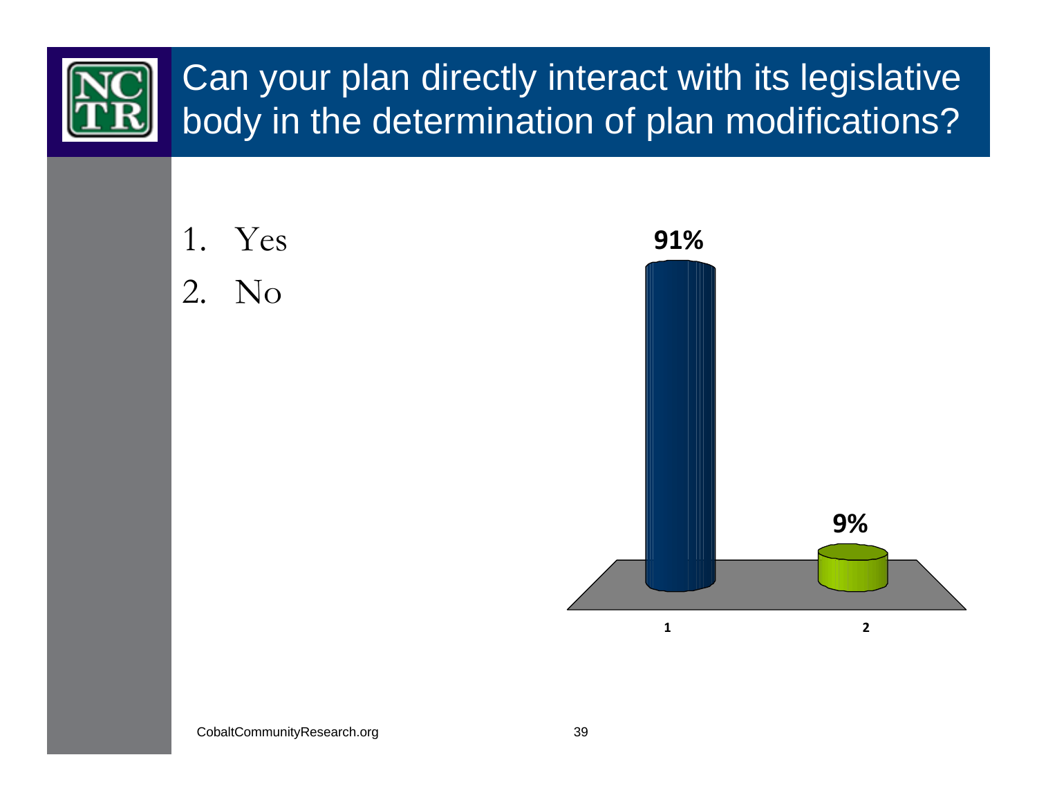# Can your plan directly interact with its legislative body in the determination of plan modifications?

1. Yes
2. No

| Response | Percentage |
|---|---|
| 1 | 91% |
| 2 | 9% |

CobaltCommunityResearch.org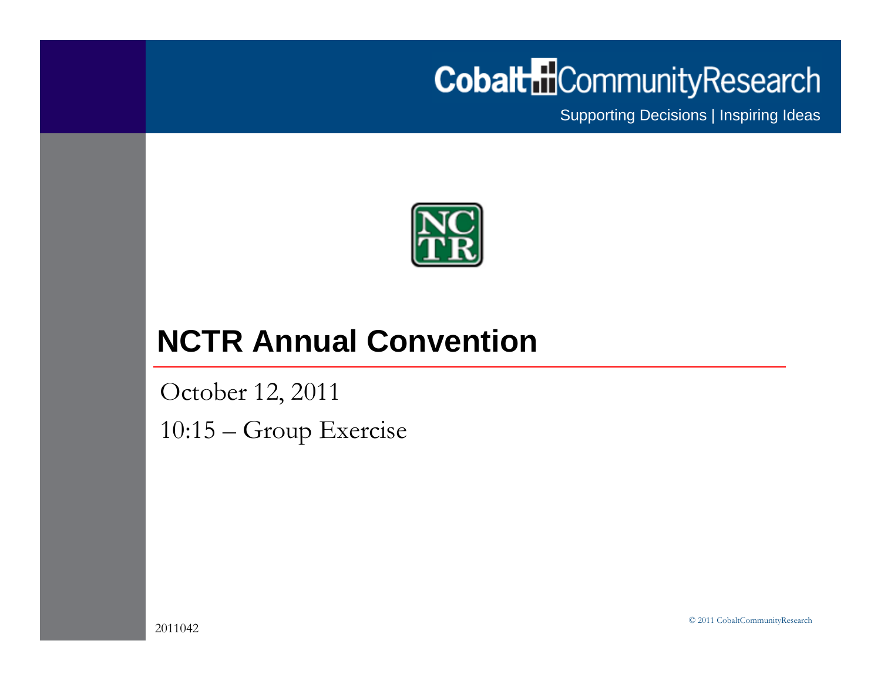Cobalt CommunityResearch

Supporting Decisions | Inspiring Ideas

# NCTR Annual Convention

October 12, 2011

10:15 – Group Exercise

2011042

© 2011 CobaltCommunityResearch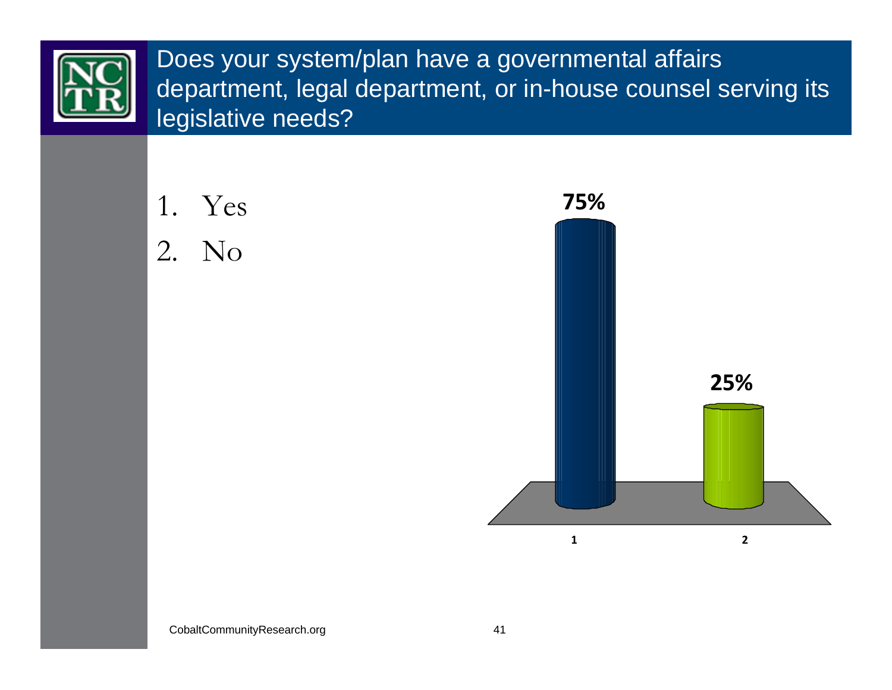# Does your system/plan have a governmental affairs department, legal department, or in-house counsel serving its legislative needs?

1. Yes
2. No

| Response | Percentage |
|---|---|
| 1 | 75% |
| 2 | 25% |

CobaltCommunityResearch.org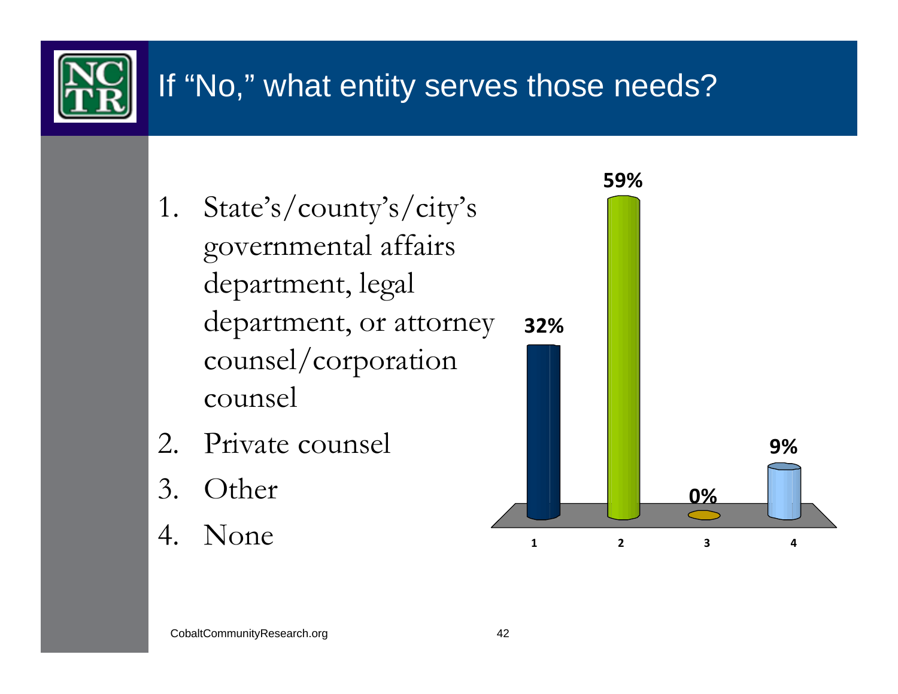# If "No," what entity serves those needs?

1. State's/county's/city's governmental affairs department, legal department, or attorney counsel/corporation counsel
2. Private counsel
3. Other
4. None

| Response | Percentage |
|---|---|
| 1 | 32% |
| 2 | 59% |
| 3 | 0% |
| 4 | 9% |

CobaltCommunityResearch.org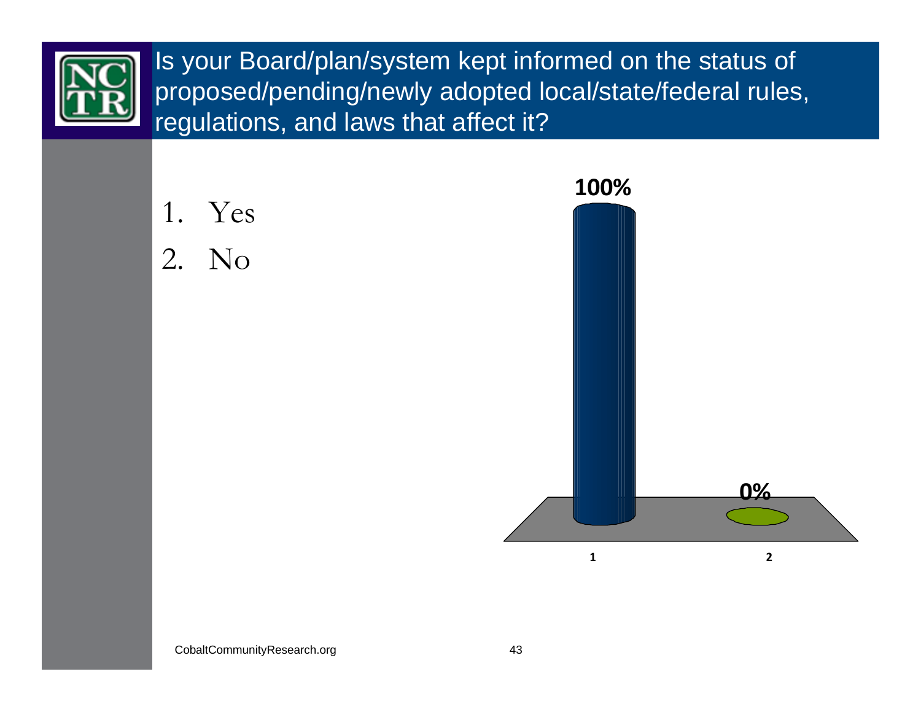# Is your Board/plan/system kept informed on the status of proposed/pending/newly adopted local/state/federal rules, regulations, and laws that affect it?

1. Yes
2. No

| Option | Percentage |
|---|---|
| 1 | 100% |
| 2 | 0% |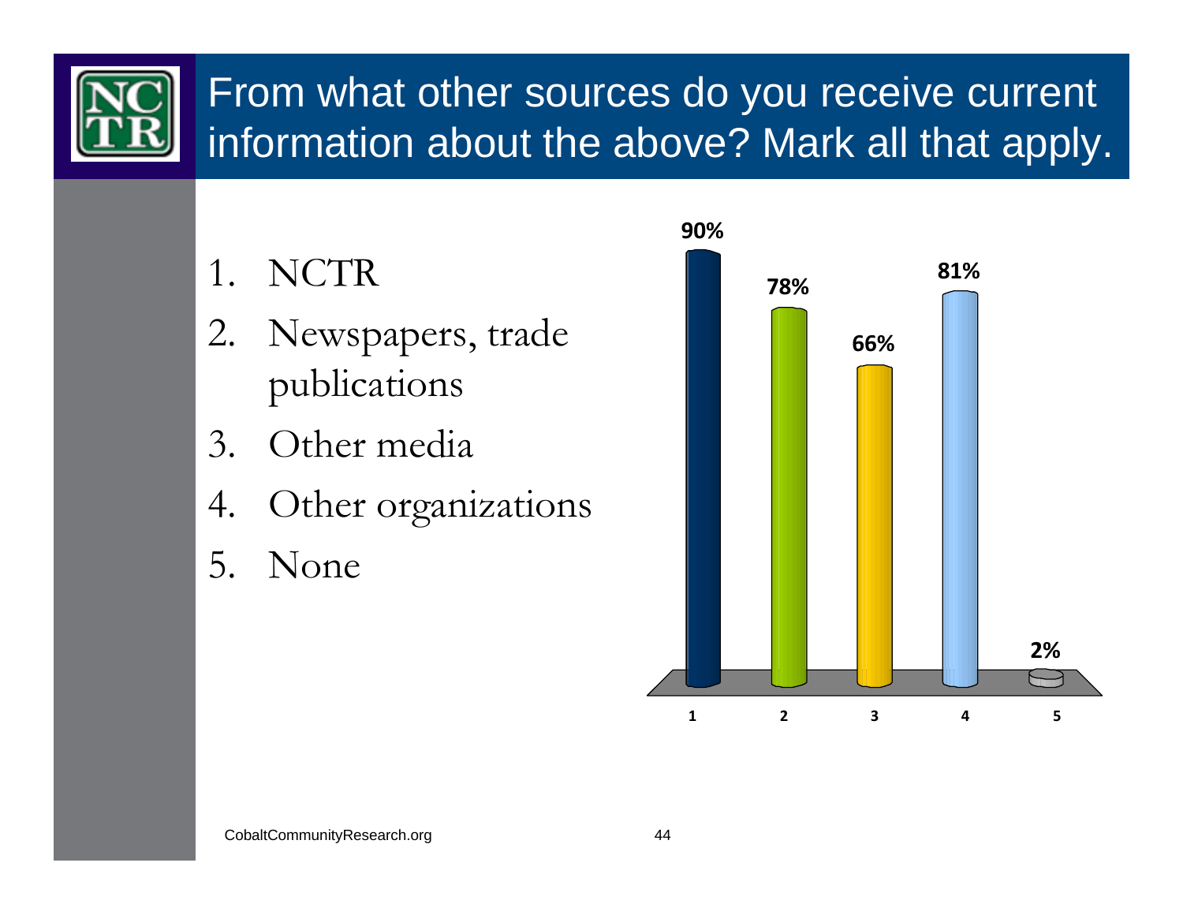# From what other sources do you receive current information about the above? Mark all that apply.

1. NCTR
2. Newspapers, trade publications
3. Other media
4. Other organizations
5. None

| Option | Response |
|---|---|
| 1 | 90% |
| 2 | 78% |
| 3 | 66% |
| 4 | 81% |
| 5 | 2% |

CobaltCommunityResearch.org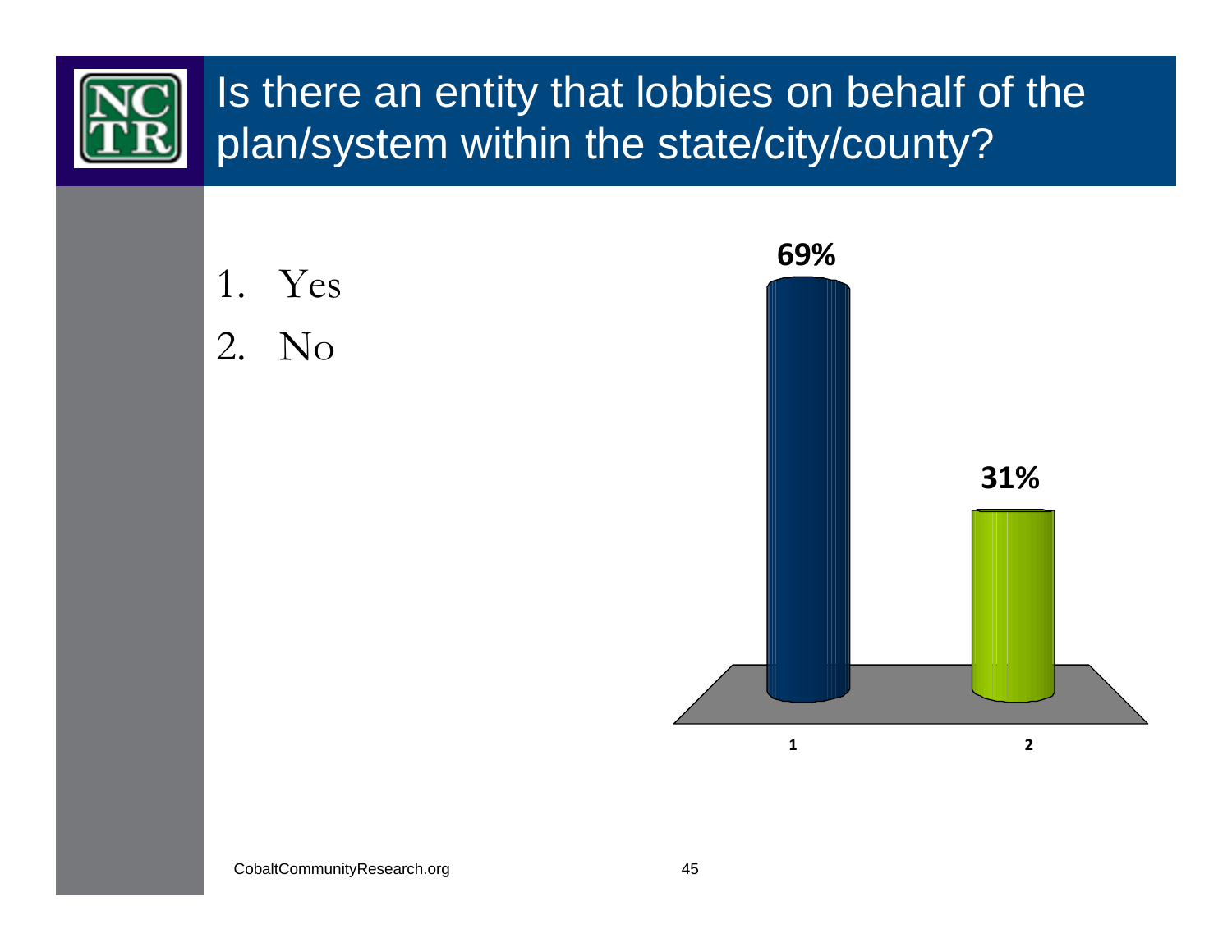# Is there an entity that lobbies on behalf of the plan/system within the state/city/county?

1. Yes
2. No

| Response | Percentage |
|---|---|
| 1 | 69% |
| 2 | 31% |

CobaltCommunityResearch.org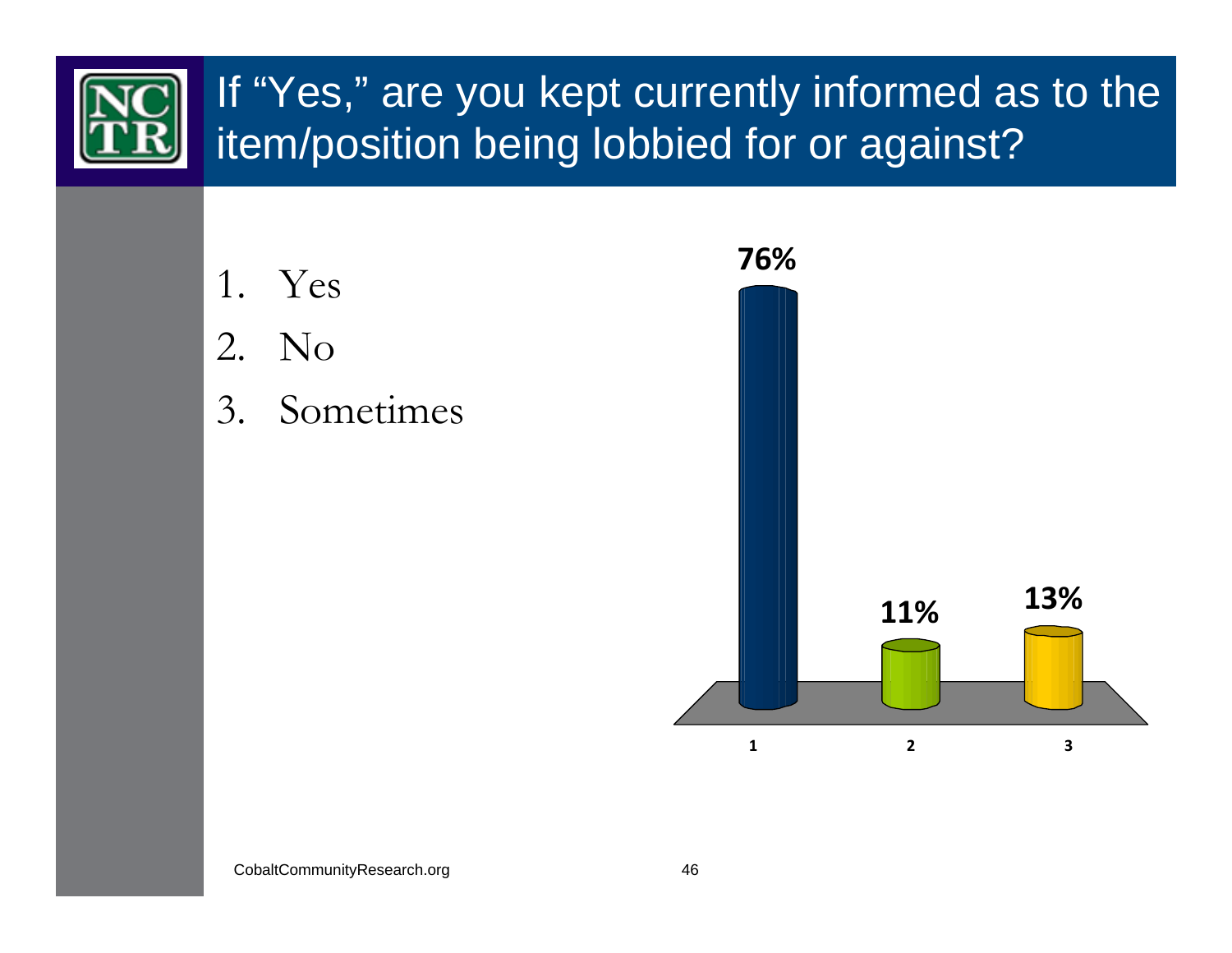# If "Yes," are you kept currently informed as to the item/position being lobbied for or against?

1. Yes
2. No
3. Sometimes

| | 1 | 2 | 3 |
|---|---|---|---|
| % | 76% | 11% | 13% |

CobaltCommunityResearch.org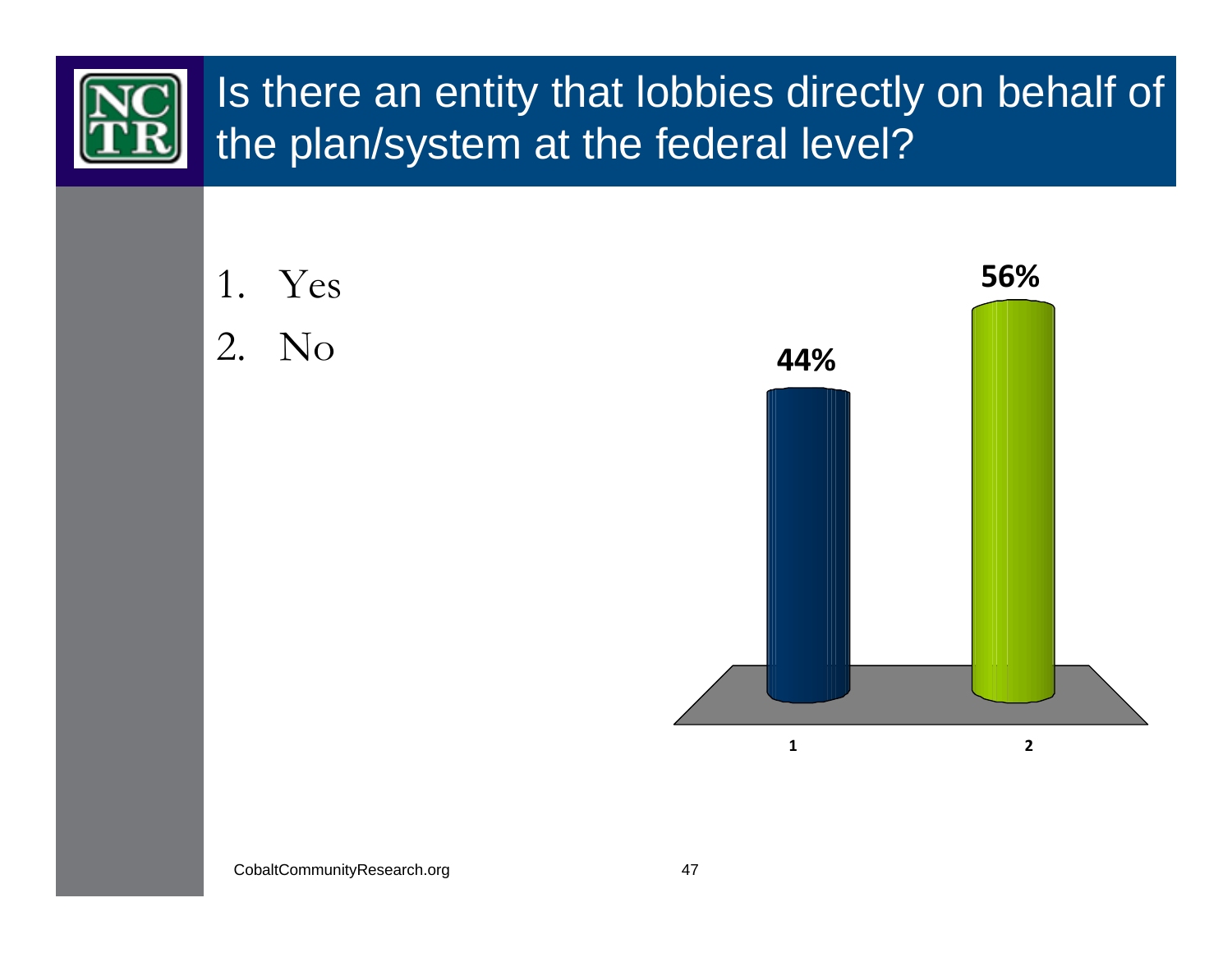# Is there an entity that lobbies directly on behalf of the plan/system at the federal level?

1. Yes
2. No

| Response | Percentage |
|---|---|
| 1 | 44% |
| 2 | 56% |

CobaltCommunityResearch.org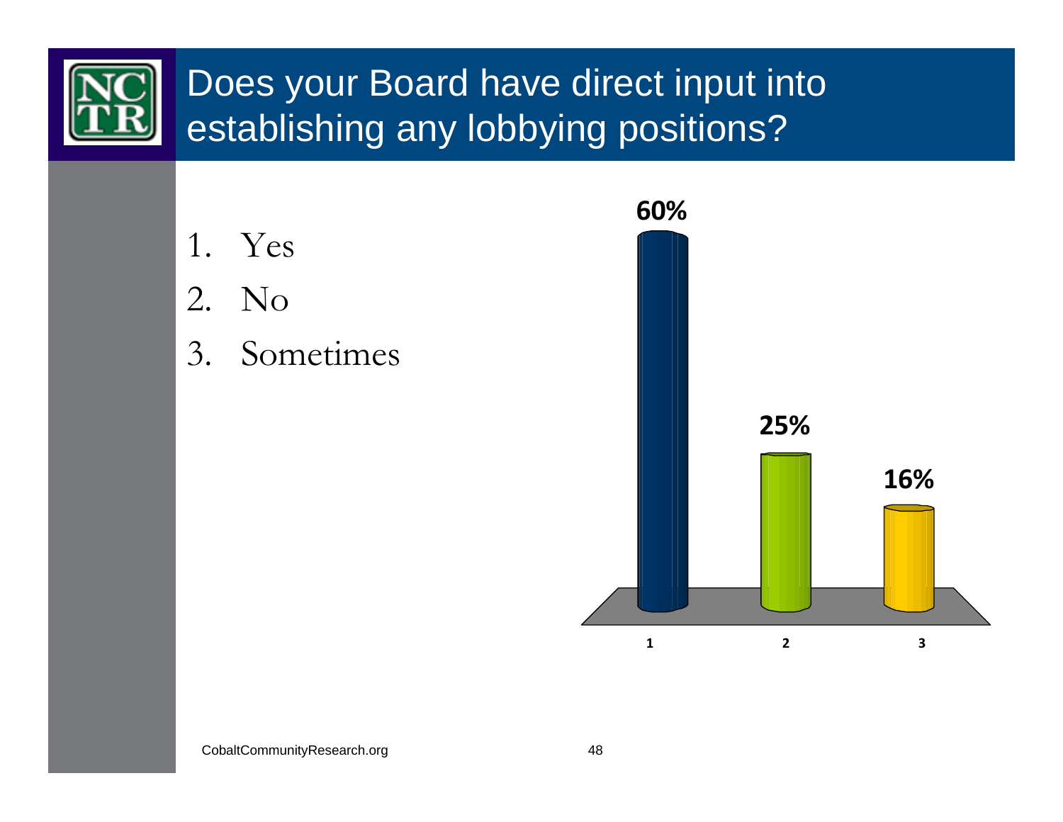# Does your Board have direct input into establishing any lobbying positions?

1. Yes
2. No
3. Sometimes

| | 1 | 2 | 3 |
|---|---|---|---|
| | 60% | 25% | 16% |

CobaltCommunityResearch.org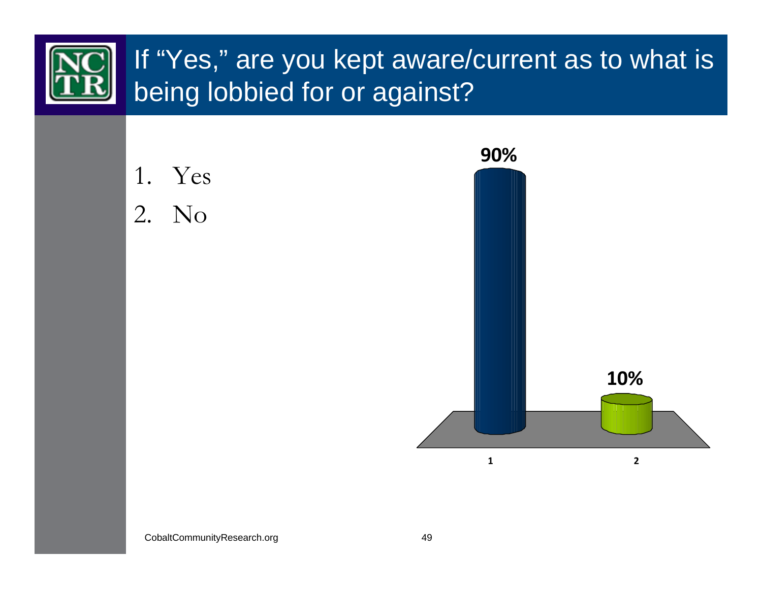# If "Yes," are you kept aware/current as to what is being lobbied for or against?

1. Yes
2. No

| | 1 | 2 |
|---|---|---|
| Percent | 90% | 10% |

CobaltCommunityResearch.org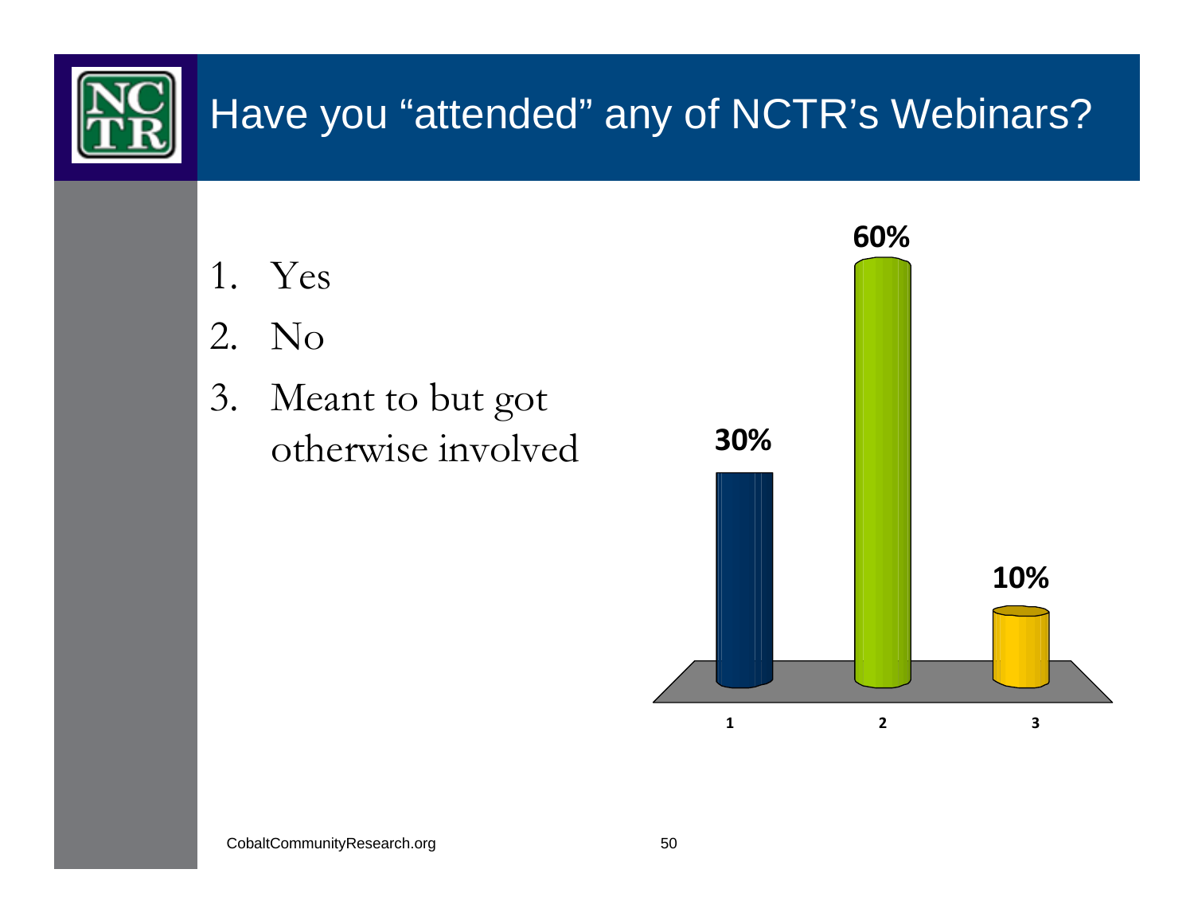# Have you "attended" any of NCTR's Webinars?

1. Yes
2. No
3. Meant to but got otherwise involved

| | 1 | 2 | 3 |
|---|---|---|---|
| Response | 30% | 60% | 10% |

CobaltCommunityResearch.org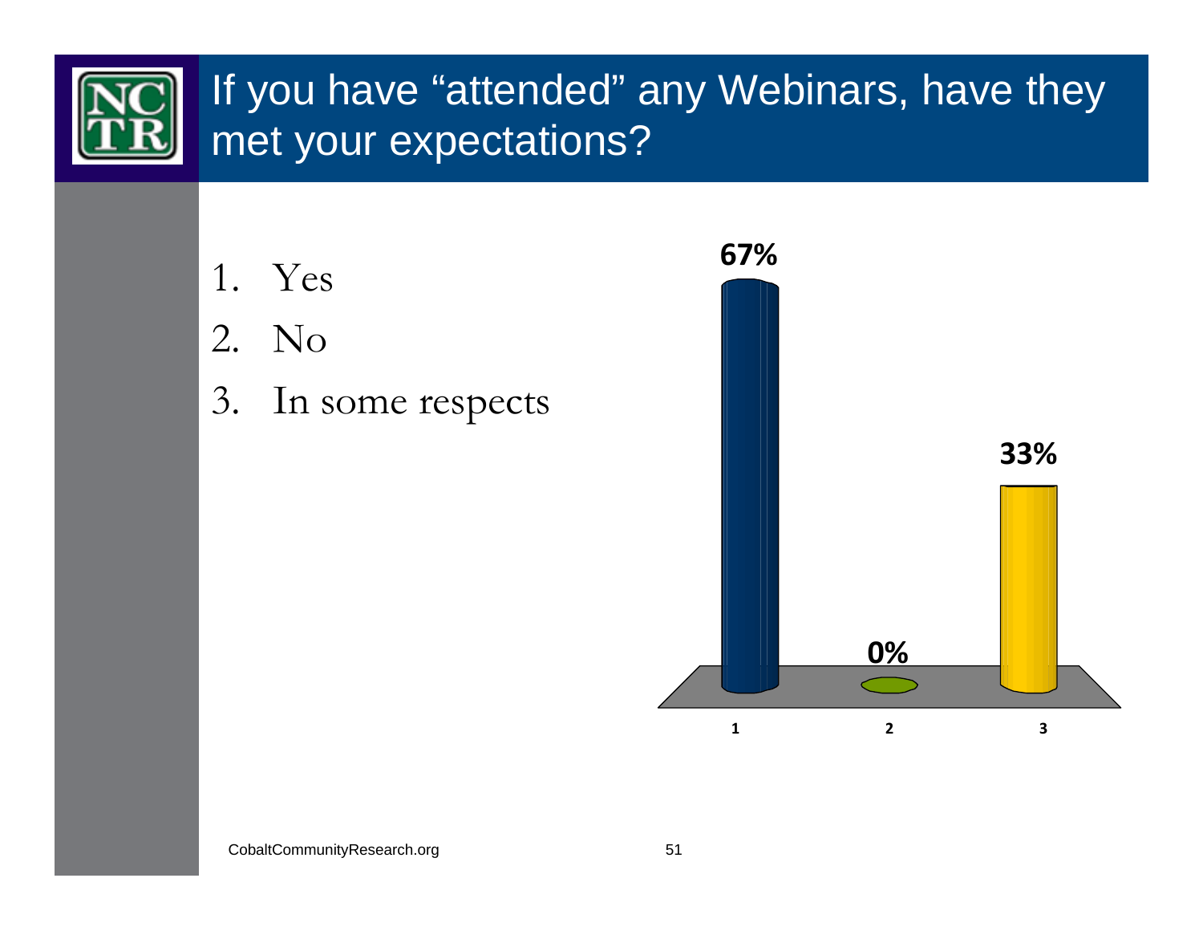# If you have "attended" any Webinars, have they met your expectations?

1. Yes
2. No
3. In some respects

| Response | Percentage |
|---|---|
| 1 | 67% |
| 2 | 0% |
| 3 | 33% |

CobaltCommunityResearch.org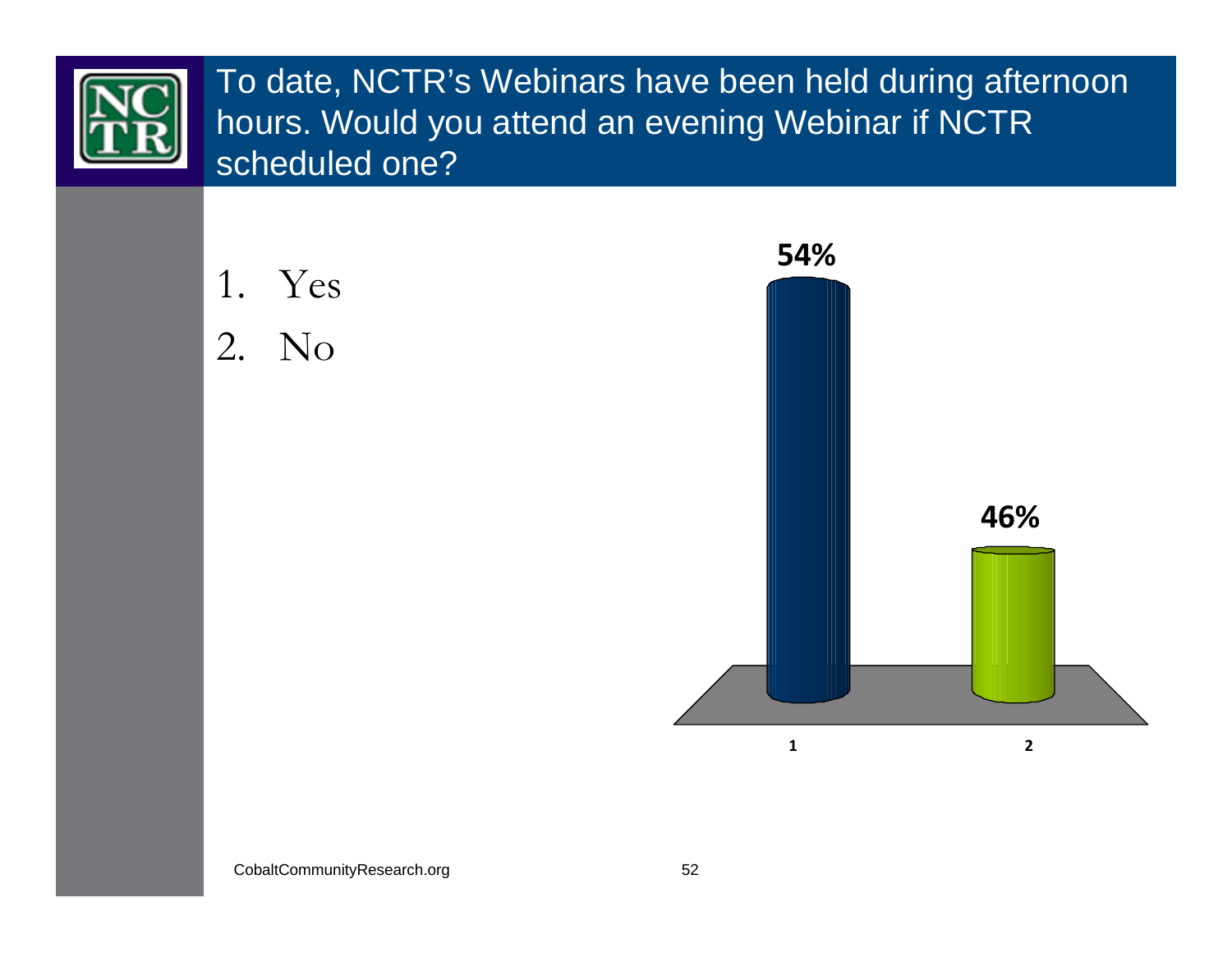# To date, NCTR's Webinars have been held during afternoon hours. Would you attend an evening Webinar if NCTR scheduled one?

1. Yes
2. No

| Response | Percentage |
| --- | --- |
| 1 | 54% |
| 2 | 46% |

CobaltCommunityResearch.org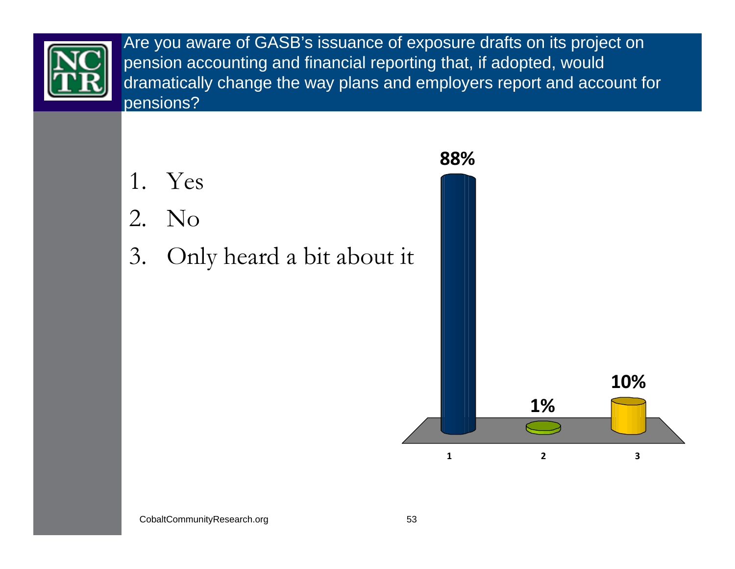## Are you aware of GASB's issuance of exposure drafts on its project on pension accounting and financial reporting that, if adopted, would dramatically change the way plans and employers report and account for pensions?

1. Yes
2. No
3. Only heard a bit about it

| Response | Percentage |
|---|---|
| 1 | 88% |
| 2 | 1% |
| 3 | 10% |

CobaltCommunityResearch.org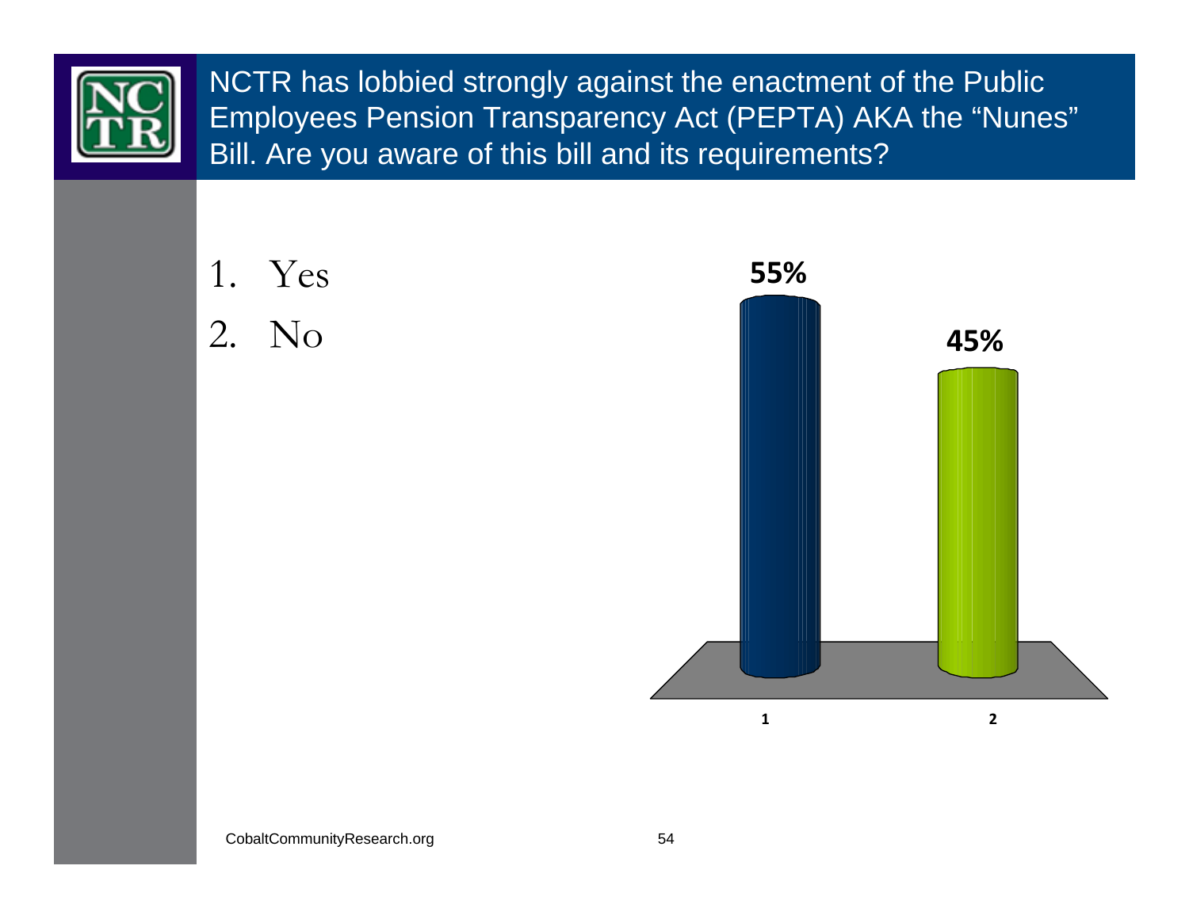## NCTR has lobbied strongly against the enactment of the Public Employees Pension Transparency Act (PEPTA) AKA the "Nunes" Bill. Are you aware of this bill and its requirements?

1. Yes
2. No

| Response | Percent |
|---|---|
| 1 | 55% |
| 2 | 45% |

CobaltCommunityResearch.org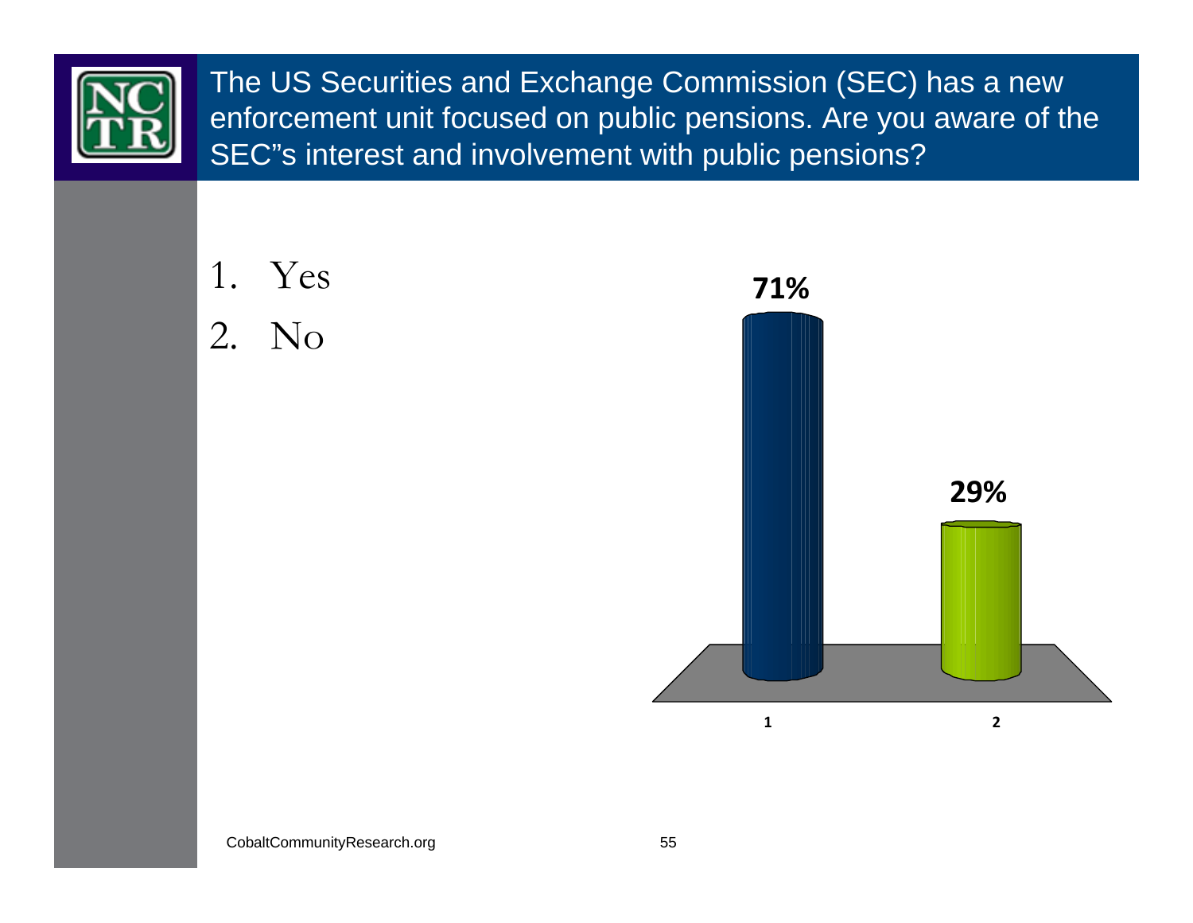# The US Securities and Exchange Commission (SEC) has a new enforcement unit focused on public pensions. Are you aware of the SEC"s interest and involvement with public pensions?

1. Yes
2. No

| Response | Percentage |
|---|---|
| 1 | 71% |
| 2 | 29% |

CobaltCommunityResearch.org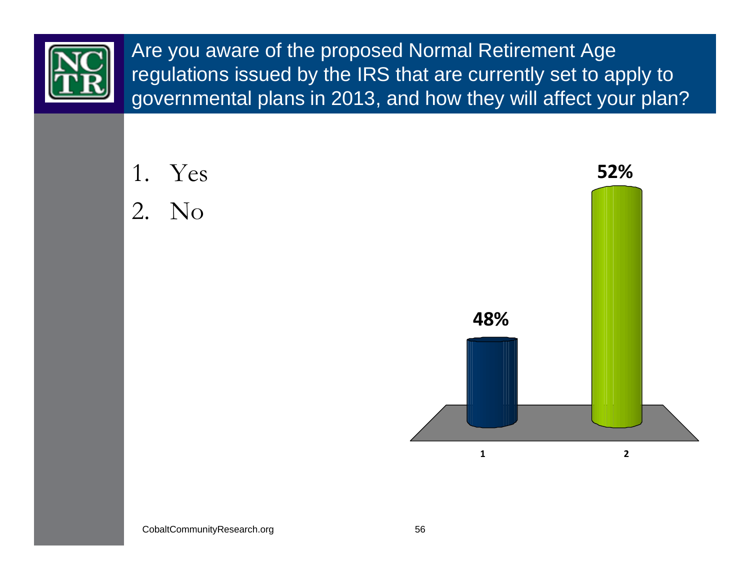# Are you aware of the proposed Normal Retirement Age regulations issued by the IRS that are currently set to apply to governmental plans in 2013, and how they will affect your plan?

1. Yes
2. No

| Response | Percent |
|---|---|
| 1 | 48% |
| 2 | 52% |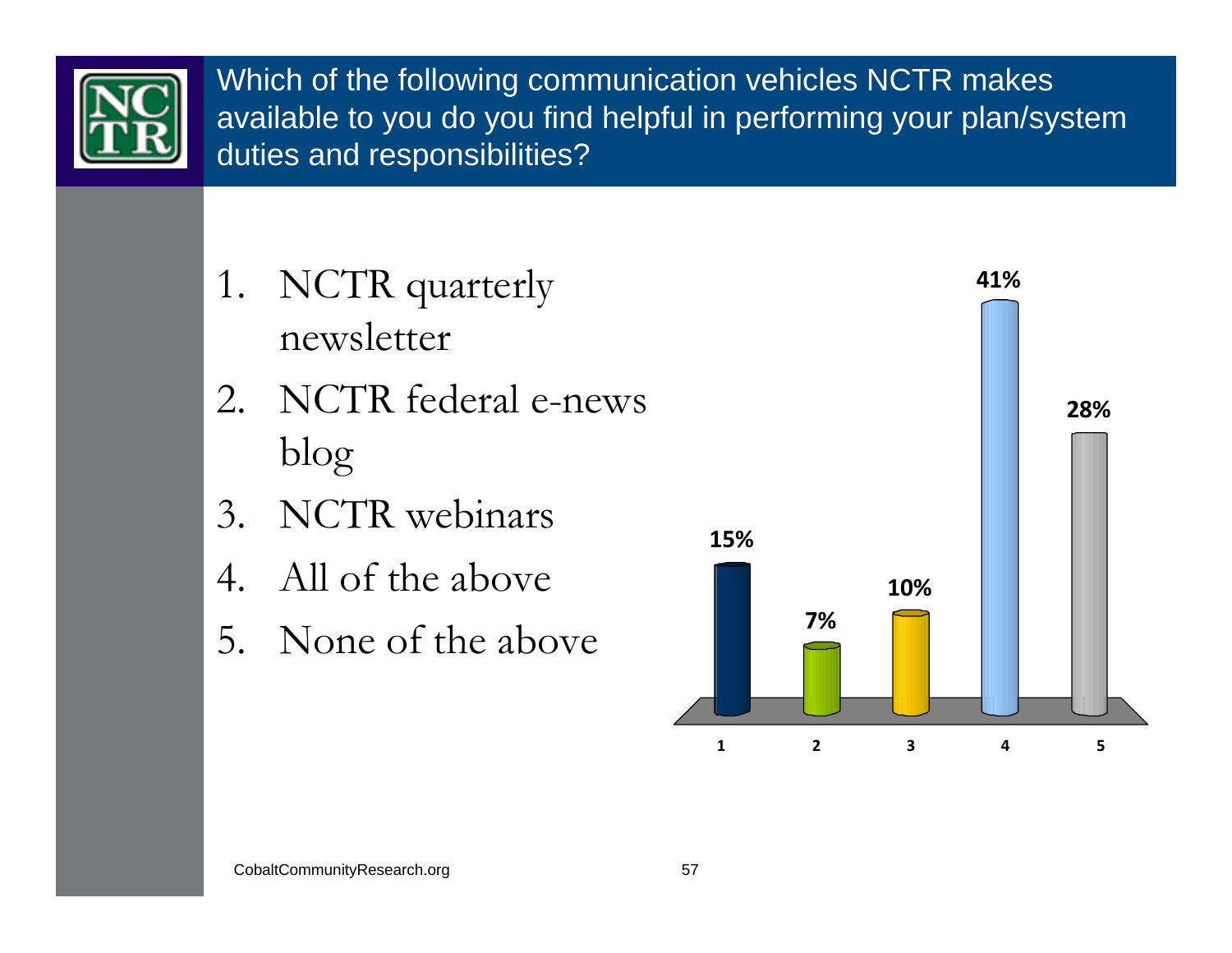# Which of the following communication vehicles NCTR makes available to you do you find helpful in performing your plan/system duties and responsibilities?

1. NCTR quarterly newsletter
2. NCTR federal e-news blog
3. NCTR webinars
4. All of the above
5. None of the above

| Response | Percent |
| --- | --- |
| 1 | 15% |
| 2 | 7% |
| 3 | 10% |
| 4 | 41% |
| 5 | 28% |

CobaltCommunityResearch.org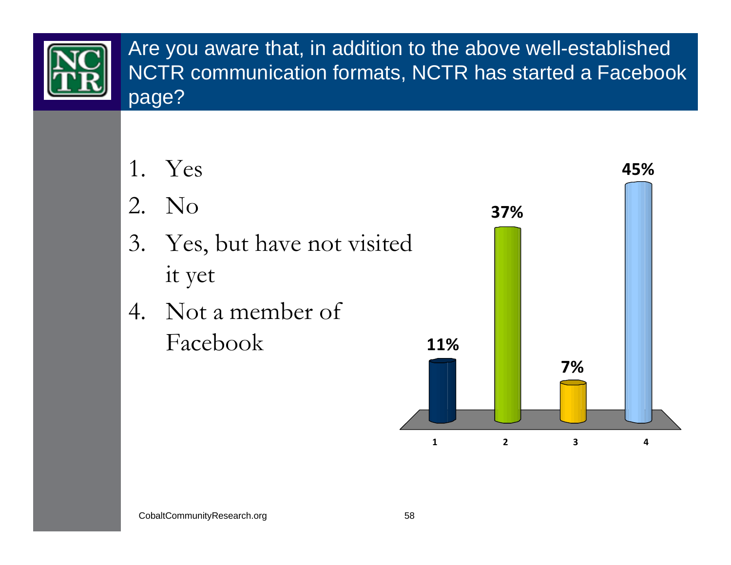## Are you aware that, in addition to the above well-established NCTR communication formats, NCTR has started a Facebook page?

1. Yes
2. No
3. Yes, but have not visited it yet
4. Not a member of Facebook

| Response | Percentage |
|---|---|
| 1 | 11% |
| 2 | 37% |
| 3 | 7% |
| 4 | 45% |

CobaltCommunityResearch.org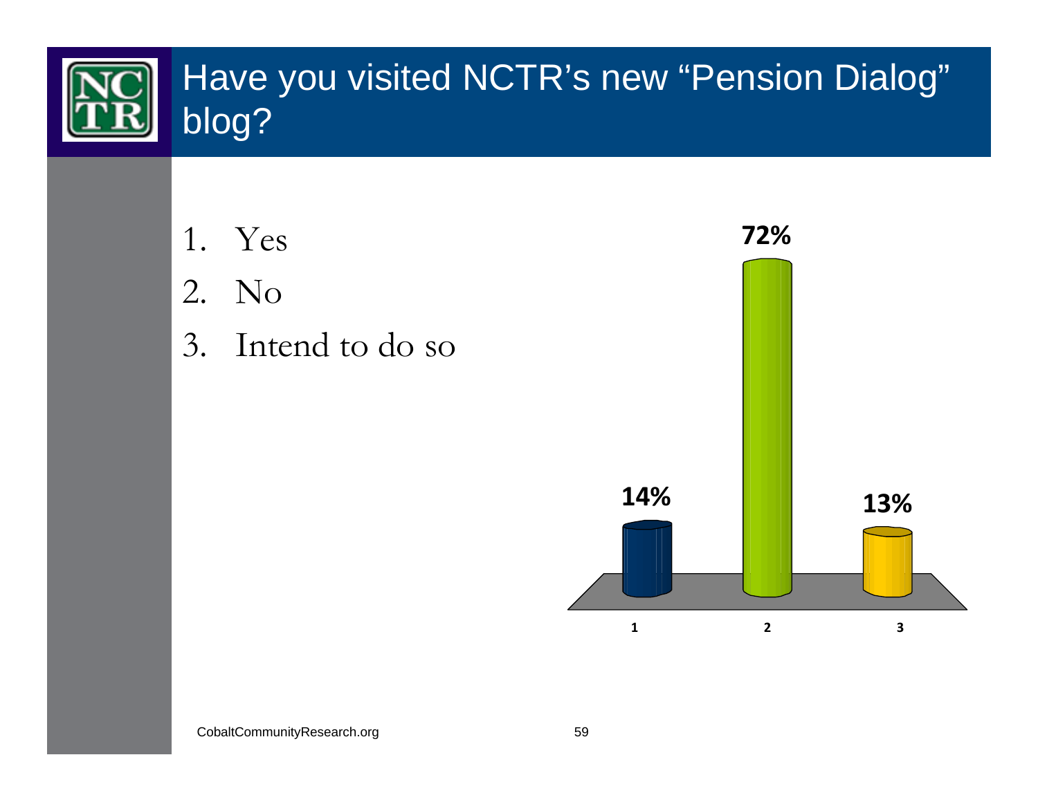# Have you visited NCTR's new "Pension Dialog" blog?

1. Yes
2. No
3. Intend to do so

| Response | Percentage |
|---|---|
| 1 | 14% |
| 2 | 72% |
| 3 | 13% |

CobaltCommunityResearch.org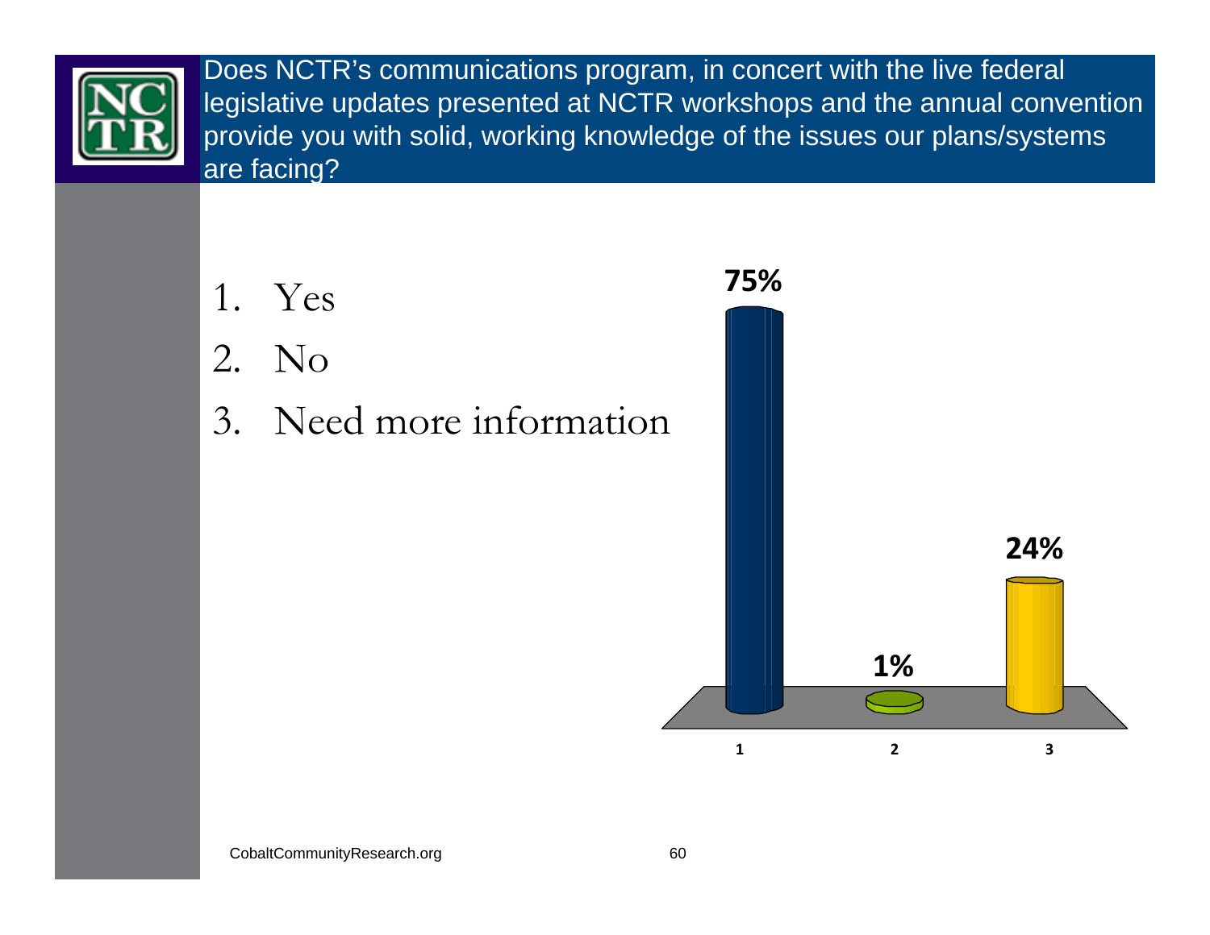## Does NCTR's communications program, in concert with the live federal legislative updates presented at NCTR workshops and the annual convention provide you with solid, working knowledge of the issues our plans/systems are facing?

1. Yes
2. No
3. Need more information

| Response | Percentage |
|---|---|
| 1 | 75% |
| 2 | 1% |
| 3 | 24% |

CobaltCommunityResearch.org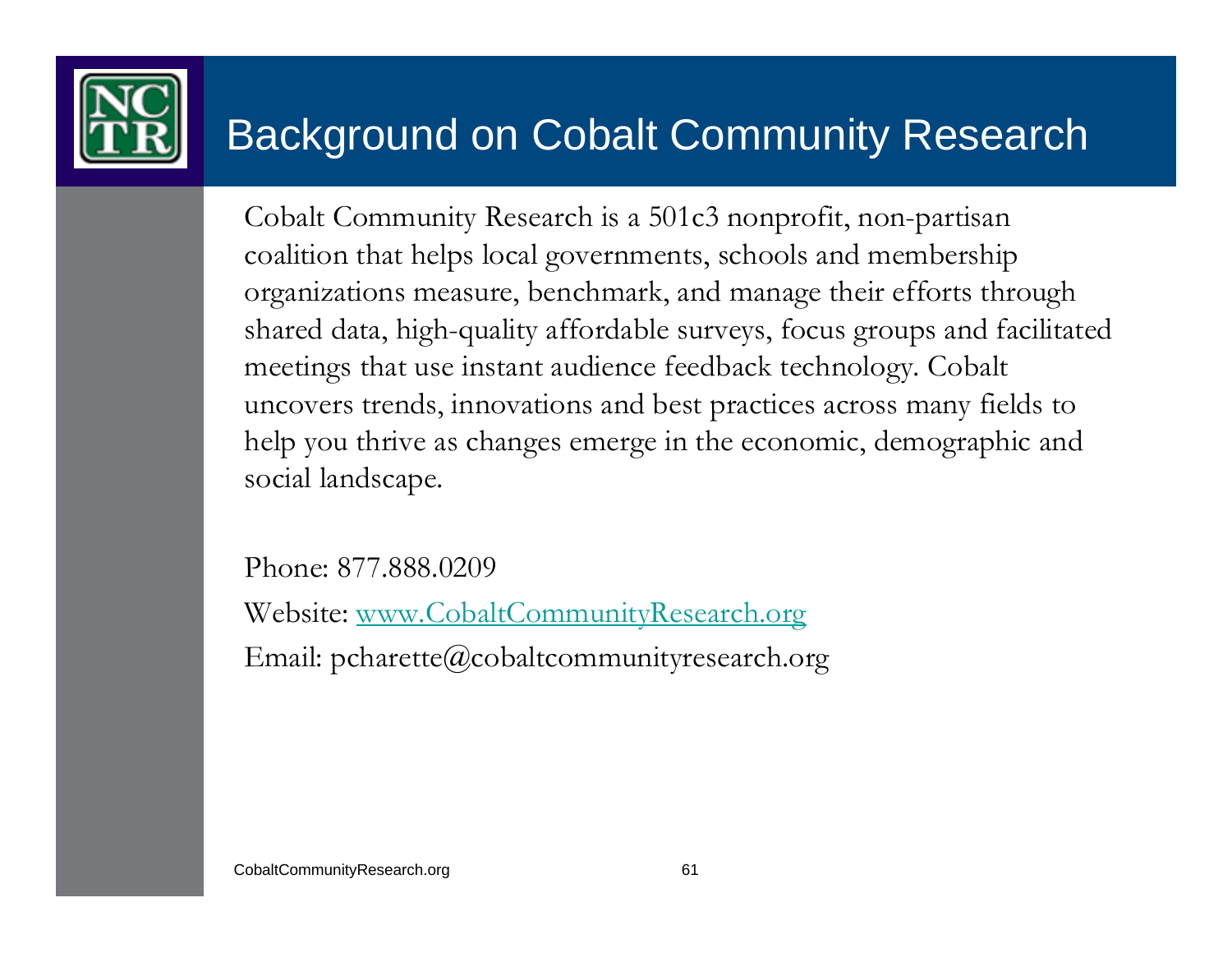# Background on Cobalt Community Research

Cobalt Community Research is a 501c3 nonprofit, non-partisan coalition that helps local governments, schools and membership organizations measure, benchmark, and manage their efforts through shared data, high-quality affordable surveys, focus groups and facilitated meetings that use instant audience feedback technology. Cobalt uncovers trends, innovations and best practices across many fields to help you thrive as changes emerge in the economic, demographic and social landscape.

Phone: 877.888.0209

Website: www.CobaltCommunityResearch.org

Email: pcharette@cobaltcommunityresearch.org